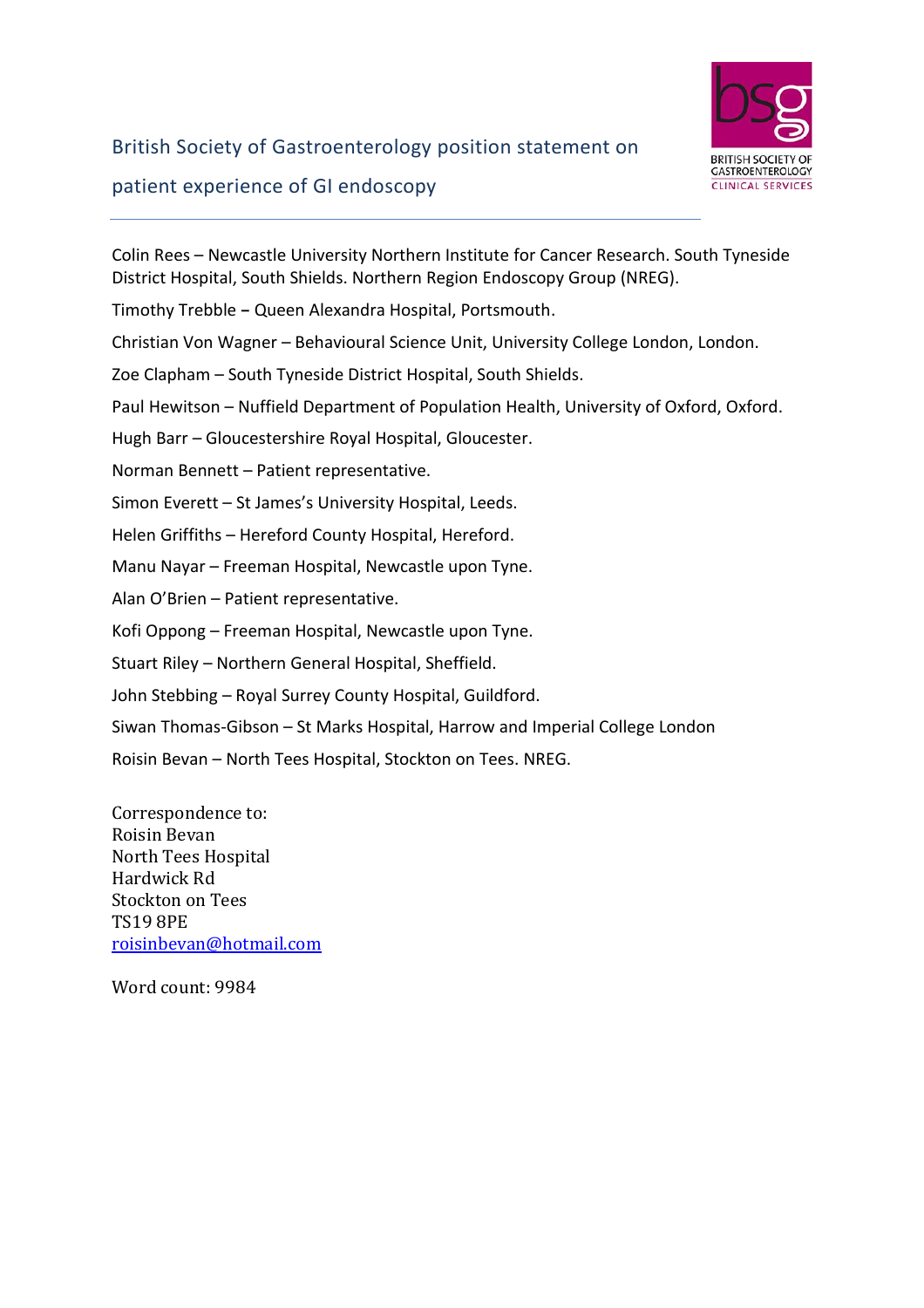# British Society of Gastroenterology position statement on patient experience of GI endoscopy

Colin Rees – Newcastle University Northern Institute for Cancer Research. South Tyneside District Hospital, South Shields. Northern Region Endoscopy Group (NREG).

Timothy Trebble – Queen Alexandra Hospital, Portsmouth.

Christian Von Wagner – Behavioural Science Unit, University College London, London.

Zoe Clapham – South Tyneside District Hospital, South Shields.

Paul Hewitson – Nuffield Department of Population Health, University of Oxford, Oxford.

Hugh Barr – Gloucestershire Royal Hospital, Gloucester.

Norman Bennett – Patient representative.

Simon Everett – St James's University Hospital, Leeds.

Helen Griffiths – Hereford County Hospital, Hereford.

Manu Nayar – Freeman Hospital, Newcastle upon Tyne.

Alan O'Brien – Patient representative.

Kofi Oppong – Freeman Hospital, Newcastle upon Tyne.

Stuart Riley – Northern General Hospital, Sheffield.

John Stebbing – Royal Surrey County Hospital, Guildford.

Siwan Thomas-Gibson – St Marks Hospital, Harrow and Imperial College London

Roisin Bevan – North Tees Hospital, Stockton on Tees. NREG.

Correspondence to:
Roisin Bevan
North Tees Hospital
Hardwick Rd
Stockton on Tees
TS19 8PE
roisinbevan@hotmail.com

Word count: 9984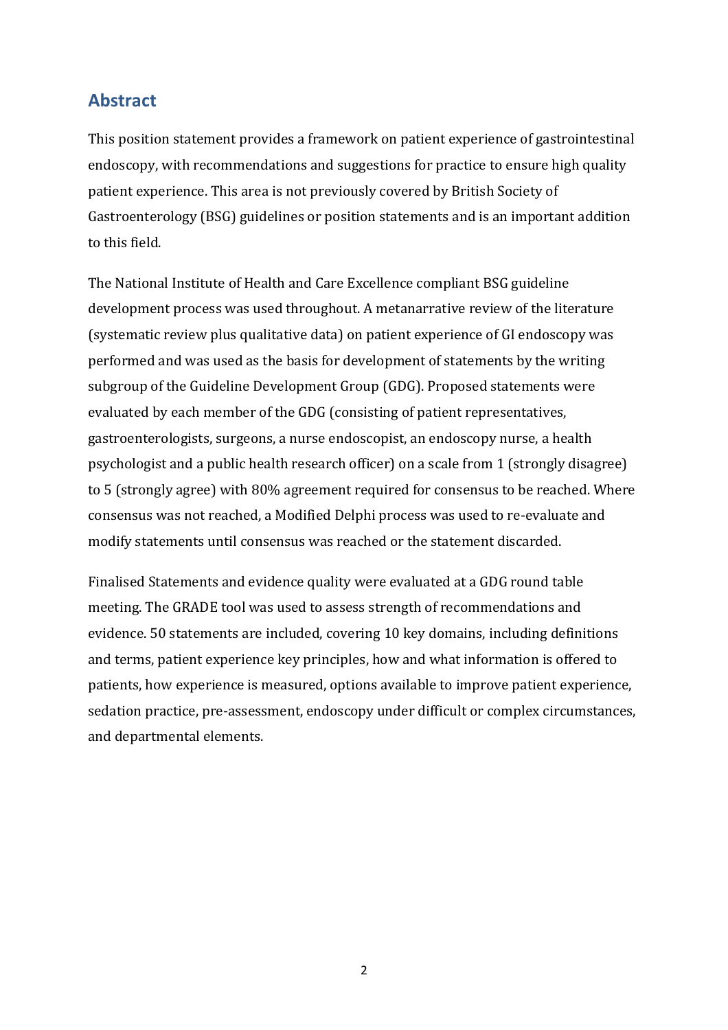## Abstract

This position statement provides a framework on patient experience of gastrointestinal endoscopy, with recommendations and suggestions for practice to ensure high quality patient experience. This area is not previously covered by British Society of Gastroenterology (BSG) guidelines or position statements and is an important addition to this field.

The National Institute of Health and Care Excellence compliant BSG guideline development process was used throughout. A metanarrative review of the literature (systematic review plus qualitative data) on patient experience of GI endoscopy was performed and was used as the basis for development of statements by the writing subgroup of the Guideline Development Group (GDG). Proposed statements were evaluated by each member of the GDG (consisting of patient representatives, gastroenterologists, surgeons, a nurse endoscopist, an endoscopy nurse, a health psychologist and a public health research officer) on a scale from 1 (strongly disagree) to 5 (strongly agree) with 80% agreement required for consensus to be reached. Where consensus was not reached, a Modified Delphi process was used to re-evaluate and modify statements until consensus was reached or the statement discarded.

Finalised Statements and evidence quality were evaluated at a GDG round table meeting. The GRADE tool was used to assess strength of recommendations and evidence. 50 statements are included, covering 10 key domains, including definitions and terms, patient experience key principles, how and what information is offered to patients, how experience is measured, options available to improve patient experience, sedation practice, pre-assessment, endoscopy under difficult or complex circumstances, and departmental elements.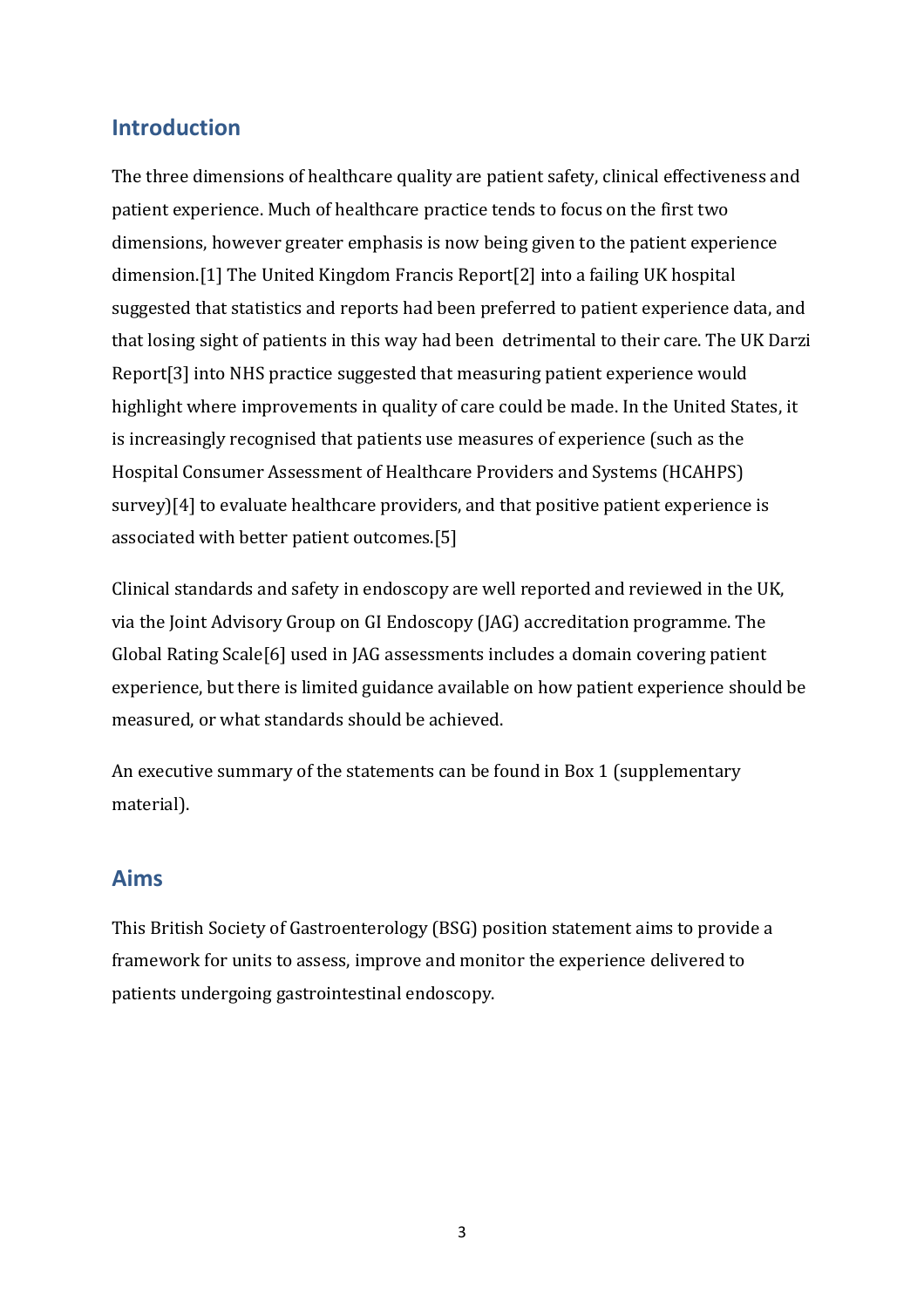## Introduction

The three dimensions of healthcare quality are patient safety, clinical effectiveness and patient experience. Much of healthcare practice tends to focus on the first two dimensions, however greater emphasis is now being given to the patient experience dimension.[1] The United Kingdom Francis Report[2] into a failing UK hospital suggested that statistics and reports had been preferred to patient experience data, and that losing sight of patients in this way had been detrimental to their care. The UK Darzi Report[3] into NHS practice suggested that measuring patient experience would highlight where improvements in quality of care could be made. In the United States, it is increasingly recognised that patients use measures of experience (such as the Hospital Consumer Assessment of Healthcare Providers and Systems (HCAHPS) survey)[4] to evaluate healthcare providers, and that positive patient experience is associated with better patient outcomes.[5]

Clinical standards and safety in endoscopy are well reported and reviewed in the UK, via the Joint Advisory Group on GI Endoscopy (JAG) accreditation programme. The Global Rating Scale[6] used in JAG assessments includes a domain covering patient experience, but there is limited guidance available on how patient experience should be measured, or what standards should be achieved.

An executive summary of the statements can be found in Box 1 (supplementary material).

## Aims

This British Society of Gastroenterology (BSG) position statement aims to provide a framework for units to assess, improve and monitor the experience delivered to patients undergoing gastrointestinal endoscopy.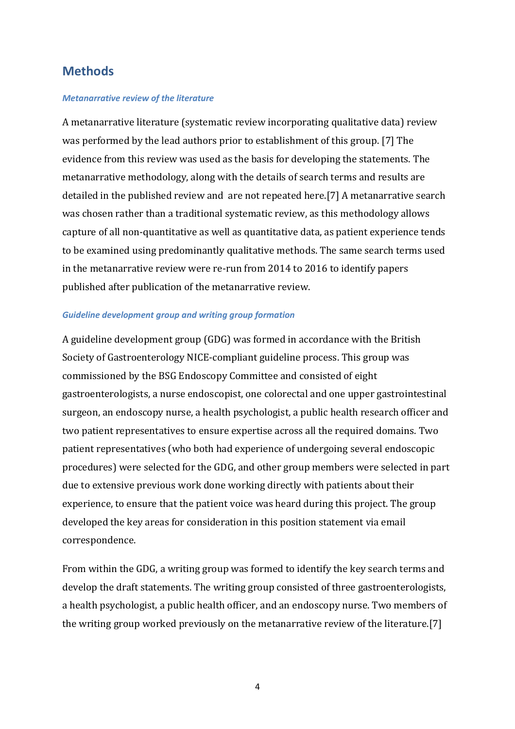## Methods

### *Metanarrative review of the literature*

A metanarrative literature (systematic review incorporating qualitative data) review was performed by the lead authors prior to establishment of this group. [7] The evidence from this review was used as the basis for developing the statements. The metanarrative methodology, along with the details of search terms and results are detailed in the published review and are not repeated here.[7] A metanarrative search was chosen rather than a traditional systematic review, as this methodology allows capture of all non-quantitative as well as quantitative data, as patient experience tends to be examined using predominantly qualitative methods. The same search terms used in the metanarrative review were re-run from 2014 to 2016 to identify papers published after publication of the metanarrative review.

### *Guideline development group and writing group formation*

A guideline development group (GDG) was formed in accordance with the British Society of Gastroenterology NICE-compliant guideline process. This group was commissioned by the BSG Endoscopy Committee and consisted of eight gastroenterologists, a nurse endoscopist, one colorectal and one upper gastrointestinal surgeon, an endoscopy nurse, a health psychologist, a public health research officer and two patient representatives to ensure expertise across all the required domains. Two patient representatives (who both had experience of undergoing several endoscopic procedures) were selected for the GDG, and other group members were selected in part due to extensive previous work done working directly with patients about their experience, to ensure that the patient voice was heard during this project. The group developed the key areas for consideration in this position statement via email correspondence.

From within the GDG, a writing group was formed to identify the key search terms and develop the draft statements. The writing group consisted of three gastroenterologists, a health psychologist, a public health officer, and an endoscopy nurse. Two members of the writing group worked previously on the metanarrative review of the literature.[7]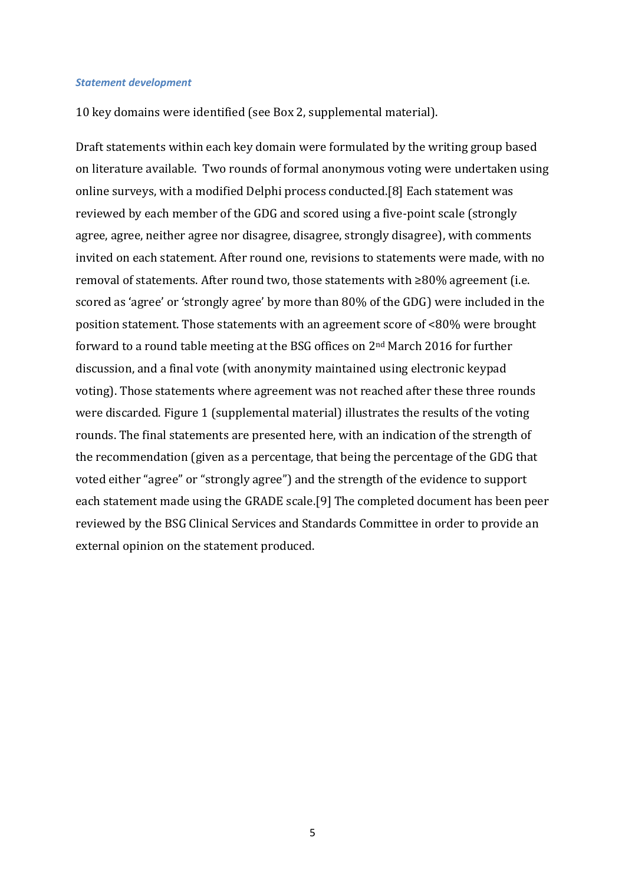### *Statement development*

10 key domains were identified (see Box 2, supplemental material).

Draft statements within each key domain were formulated by the writing group based on literature available. Two rounds of formal anonymous voting were undertaken using online surveys, with a modified Delphi process conducted.[8] Each statement was reviewed by each member of the GDG and scored using a five-point scale (strongly agree, agree, neither agree nor disagree, disagree, strongly disagree), with comments invited on each statement. After round one, revisions to statements were made, with no removal of statements. After round two, those statements with ≥80% agreement (i.e. scored as 'agree' or 'strongly agree' by more than 80% of the GDG) were included in the position statement. Those statements with an agreement score of <80% were brought forward to a round table meeting at the BSG offices on 2nd March 2016 for further discussion, and a final vote (with anonymity maintained using electronic keypad voting). Those statements where agreement was not reached after these three rounds were discarded. Figure 1 (supplemental material) illustrates the results of the voting rounds. The final statements are presented here, with an indication of the strength of the recommendation (given as a percentage, that being the percentage of the GDG that voted either "agree" or "strongly agree") and the strength of the evidence to support each statement made using the GRADE scale.[9] The completed document has been peer reviewed by the BSG Clinical Services and Standards Committee in order to provide an external opinion on the statement produced.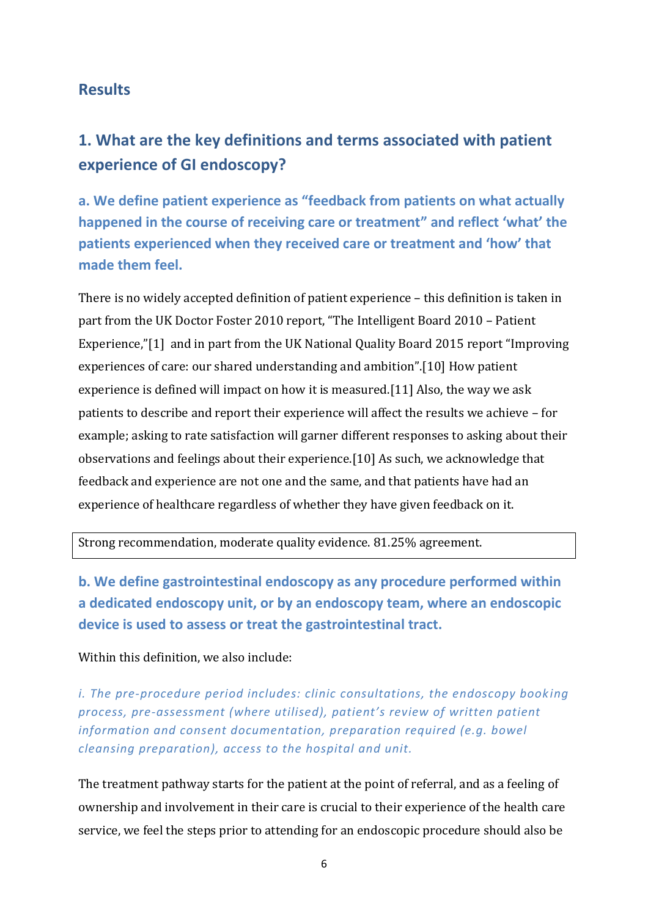## Results

## 1. What are the key definitions and terms associated with patient experience of GI endoscopy?

### a. We define patient experience as "feedback from patients on what actually happened in the course of receiving care or treatment" and reflect 'what' the patients experienced when they received care or treatment and 'how' that made them feel.

There is no widely accepted definition of patient experience – this definition is taken in part from the UK Doctor Foster 2010 report, "The Intelligent Board 2010 – Patient Experience,"[1] and in part from the UK National Quality Board 2015 report "Improving experiences of care: our shared understanding and ambition".[10] How patient experience is defined will impact on how it is measured.[11] Also, the way we ask patients to describe and report their experience will affect the results we achieve – for example; asking to rate satisfaction will garner different responses to asking about their observations and feelings about their experience.[10] As such, we acknowledge that feedback and experience are not one and the same, and that patients have had an experience of healthcare regardless of whether they have given feedback on it.

Strong recommendation, moderate quality evidence. 81.25% agreement.

### b. We define gastrointestinal endoscopy as any procedure performed within a dedicated endoscopy unit, or by an endoscopy team, where an endoscopic device is used to assess or treat the gastrointestinal tract.

Within this definition, we also include:

*i. The pre-procedure period includes: clinic consultations, the endoscopy booking process, pre-assessment (where utilised), patient's review of written patient information and consent documentation, preparation required (e.g. bowel cleansing preparation), access to the hospital and unit.*

The treatment pathway starts for the patient at the point of referral, and as a feeling of ownership and involvement in their care is crucial to their experience of the health care service, we feel the steps prior to attending for an endoscopic procedure should also be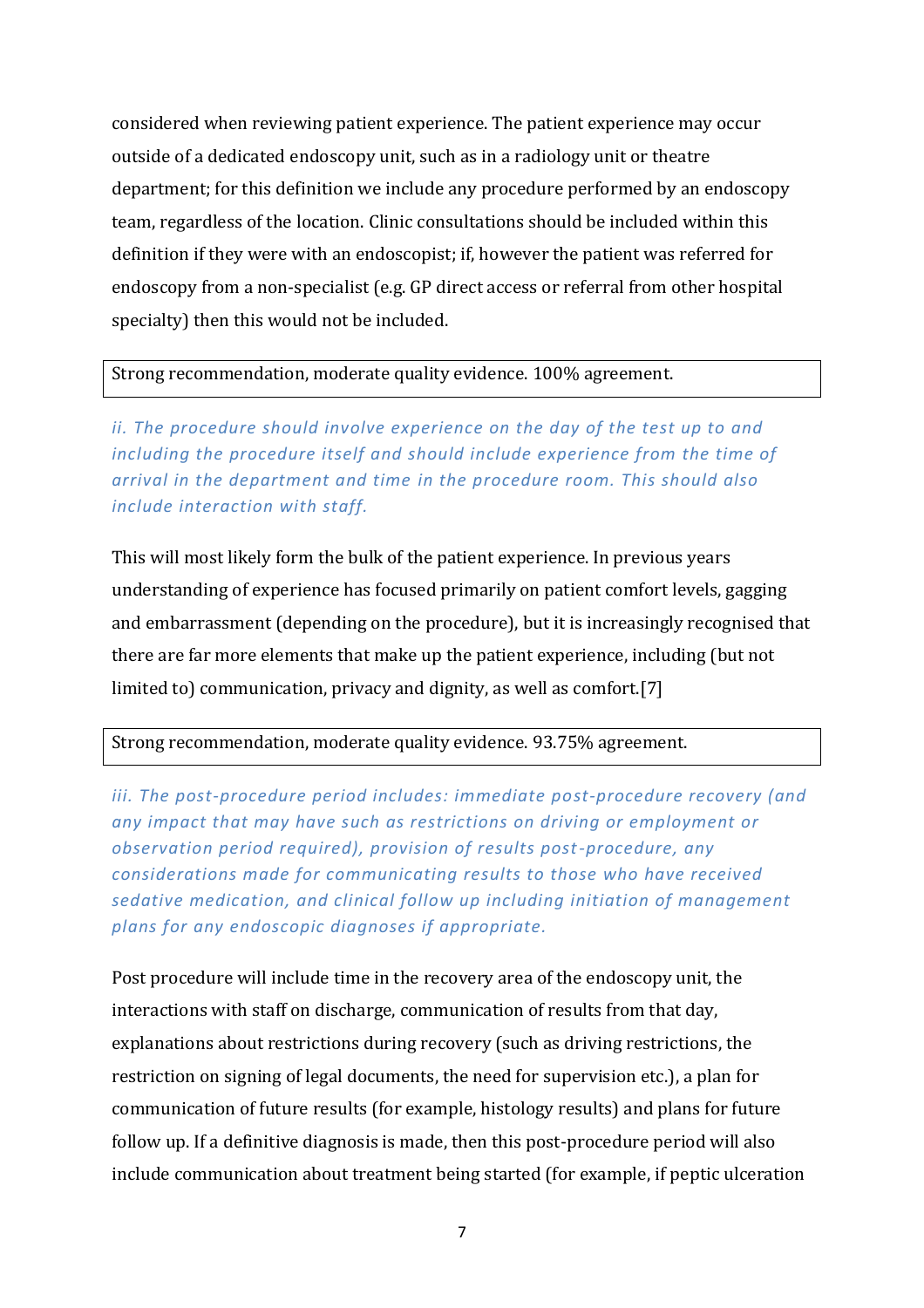considered when reviewing patient experience. The patient experience may occur outside of a dedicated endoscopy unit, such as in a radiology unit or theatre department; for this definition we include any procedure performed by an endoscopy team, regardless of the location. Clinic consultations should be included within this definition if they were with an endoscopist; if, however the patient was referred for endoscopy from a non-specialist (e.g. GP direct access or referral from other hospital specialty) then this would not be included.

Strong recommendation, moderate quality evidence. 100% agreement.

*ii. The procedure should involve experience on the day of the test up to and including the procedure itself and should include experience from the time of arrival in the department and time in the procedure room. This should also include interaction with staff.*

This will most likely form the bulk of the patient experience. In previous years understanding of experience has focused primarily on patient comfort levels, gagging and embarrassment (depending on the procedure), but it is increasingly recognised that there are far more elements that make up the patient experience, including (but not limited to) communication, privacy and dignity, as well as comfort.[7]

Strong recommendation, moderate quality evidence. 93.75% agreement.

*iii. The post-procedure period includes: immediate post-procedure recovery (and any impact that may have such as restrictions on driving or employment or observation period required), provision of results post-procedure, any considerations made for communicating results to those who have received sedative medication, and clinical follow up including initiation of management plans for any endoscopic diagnoses if appropriate.*

Post procedure will include time in the recovery area of the endoscopy unit, the interactions with staff on discharge, communication of results from that day, explanations about restrictions during recovery (such as driving restrictions, the restriction on signing of legal documents, the need for supervision etc.), a plan for communication of future results (for example, histology results) and plans for future follow up. If a definitive diagnosis is made, then this post-procedure period will also include communication about treatment being started (for example, if peptic ulceration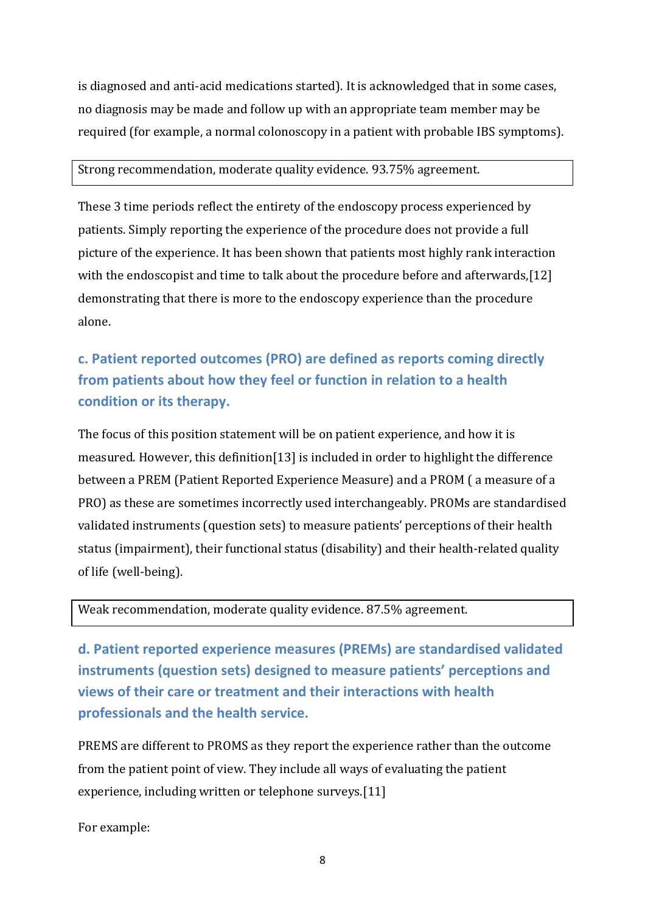is diagnosed and anti-acid medications started). It is acknowledged that in some cases, no diagnosis may be made and follow up with an appropriate team member may be required (for example, a normal colonoscopy in a patient with probable IBS symptoms).

| Strong recommendation, moderate quality evidence. 93.75% agreement. |
|---|

These 3 time periods reflect the entirety of the endoscopy process experienced by patients. Simply reporting the experience of the procedure does not provide a full picture of the experience. It has been shown that patients most highly rank interaction with the endoscopist and time to talk about the procedure before and afterwards,[12] demonstrating that there is more to the endoscopy experience than the procedure alone.

### c. Patient reported outcomes (PRO) are defined as reports coming directly from patients about how they feel or function in relation to a health condition or its therapy.

The focus of this position statement will be on patient experience, and how it is measured. However, this definition[13] is included in order to highlight the difference between a PREM (Patient Reported Experience Measure) and a PROM ( a measure of a PRO) as these are sometimes incorrectly used interchangeably. PROMs are standardised validated instruments (question sets) to measure patients' perceptions of their health status (impairment), their functional status (disability) and their health-related quality of life (well-being).

| Weak recommendation, moderate quality evidence. 87.5% agreement. |
|---|

### d. Patient reported experience measures (PREMs) are standardised validated instruments (question sets) designed to measure patients' perceptions and views of their care or treatment and their interactions with health professionals and the health service.

PREMS are different to PROMS as they report the experience rather than the outcome from the patient point of view. They include all ways of evaluating the patient experience, including written or telephone surveys.[11]

For example: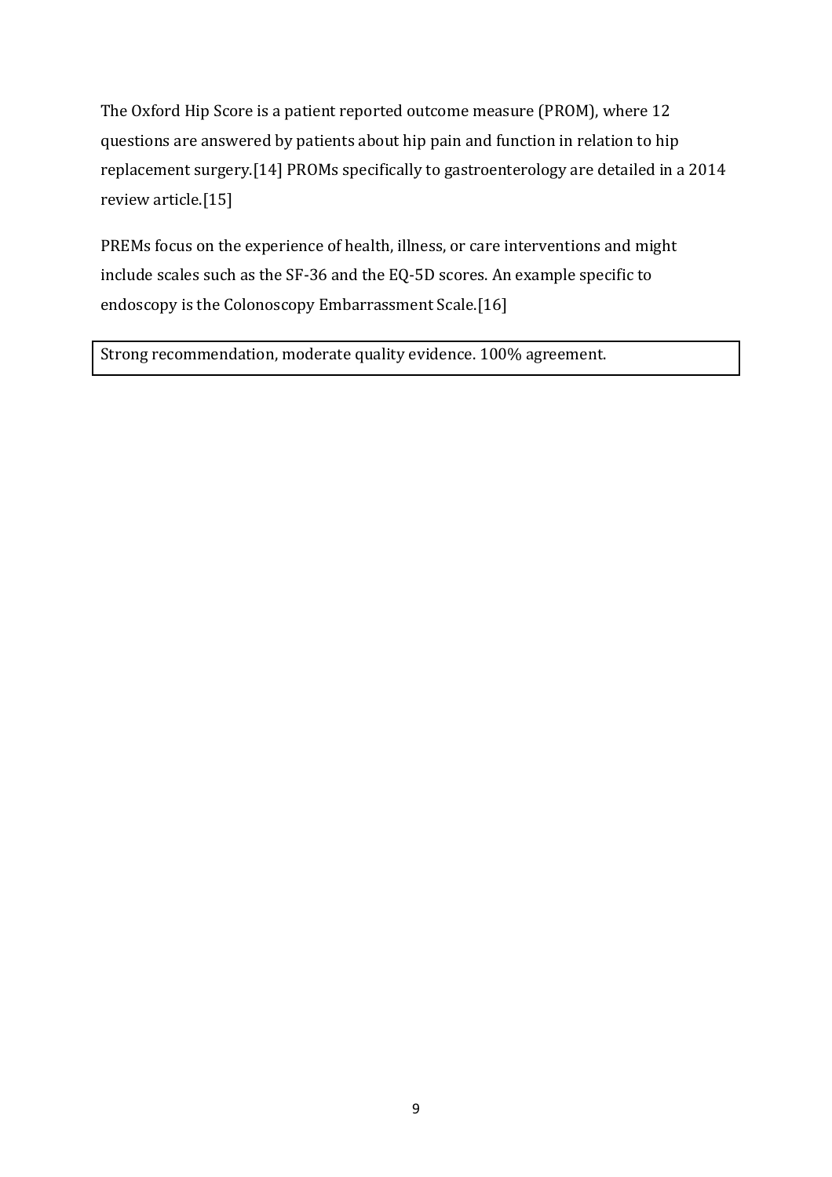The Oxford Hip Score is a patient reported outcome measure (PROM), where 12 questions are answered by patients about hip pain and function in relation to hip replacement surgery.[14] PROMs specifically to gastroenterology are detailed in a 2014 review article.[15]

PREMs focus on the experience of health, illness, or care interventions and might include scales such as the SF-36 and the EQ-5D scores. An example specific to endoscopy is the Colonoscopy Embarrassment Scale.[16]

| Strong recommendation, moderate quality evidence. 100% agreement. |
|---|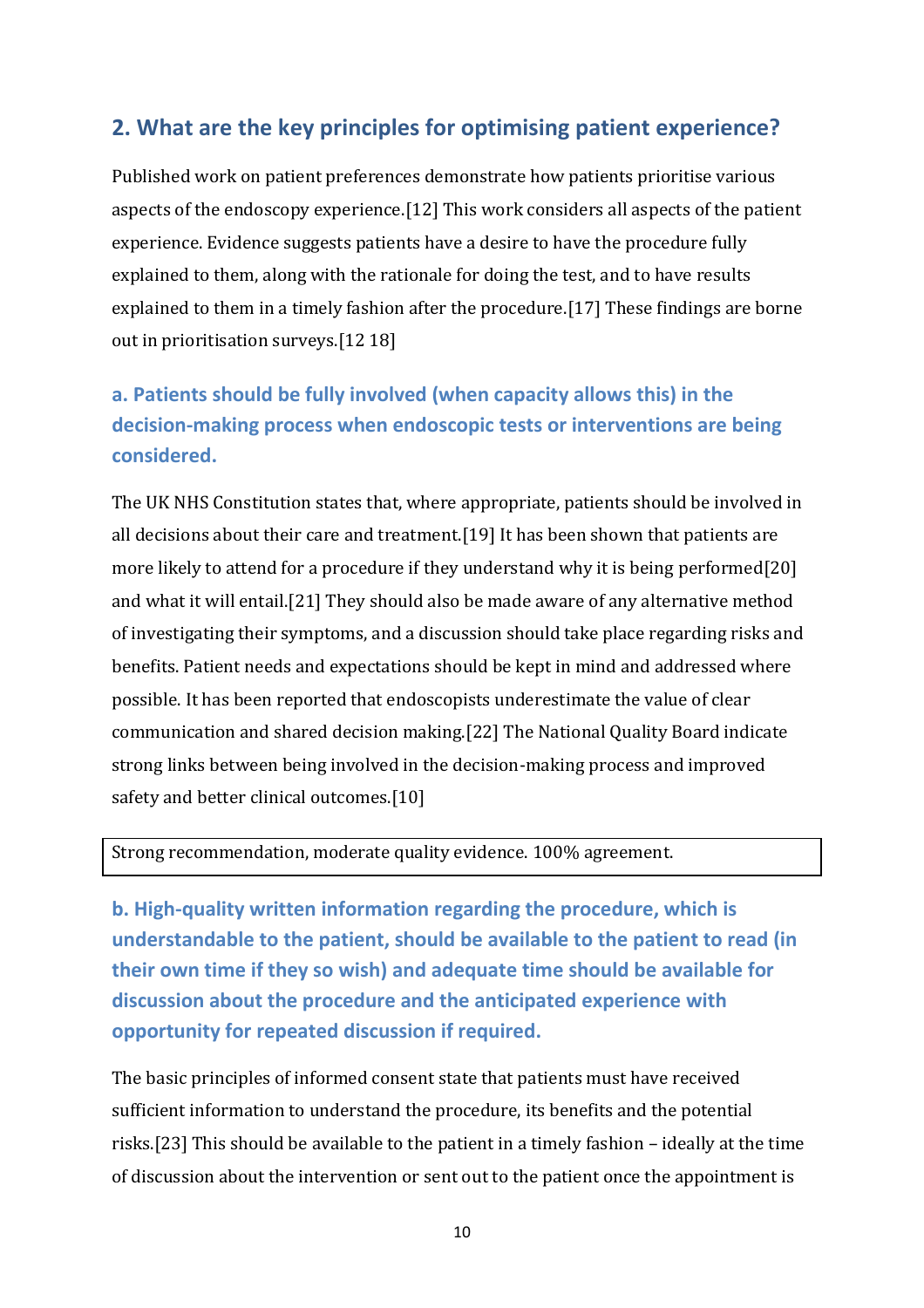## 2. What are the key principles for optimising patient experience?

Published work on patient preferences demonstrate how patients prioritise various aspects of the endoscopy experience.[12] This work considers all aspects of the patient experience. Evidence suggests patients have a desire to have the procedure fully explained to them, along with the rationale for doing the test, and to have results explained to them in a timely fashion after the procedure.[17] These findings are borne out in prioritisation surveys.[12 18]

### a. Patients should be fully involved (when capacity allows this) in the decision-making process when endoscopic tests or interventions are being considered.

The UK NHS Constitution states that, where appropriate, patients should be involved in all decisions about their care and treatment.[19] It has been shown that patients are more likely to attend for a procedure if they understand why it is being performed[20] and what it will entail.[21] They should also be made aware of any alternative method of investigating their symptoms, and a discussion should take place regarding risks and benefits. Patient needs and expectations should be kept in mind and addressed where possible. It has been reported that endoscopists underestimate the value of clear communication and shared decision making.[22] The National Quality Board indicate strong links between being involved in the decision-making process and improved safety and better clinical outcomes.[10]

| Strong recommendation, moderate quality evidence. 100% agreement. |
|---|

### b. High-quality written information regarding the procedure, which is understandable to the patient, should be available to the patient to read (in their own time if they so wish) and adequate time should be available for discussion about the procedure and the anticipated experience with opportunity for repeated discussion if required.

The basic principles of informed consent state that patients must have received sufficient information to understand the procedure, its benefits and the potential risks.[23] This should be available to the patient in a timely fashion – ideally at the time of discussion about the intervention or sent out to the patient once the appointment is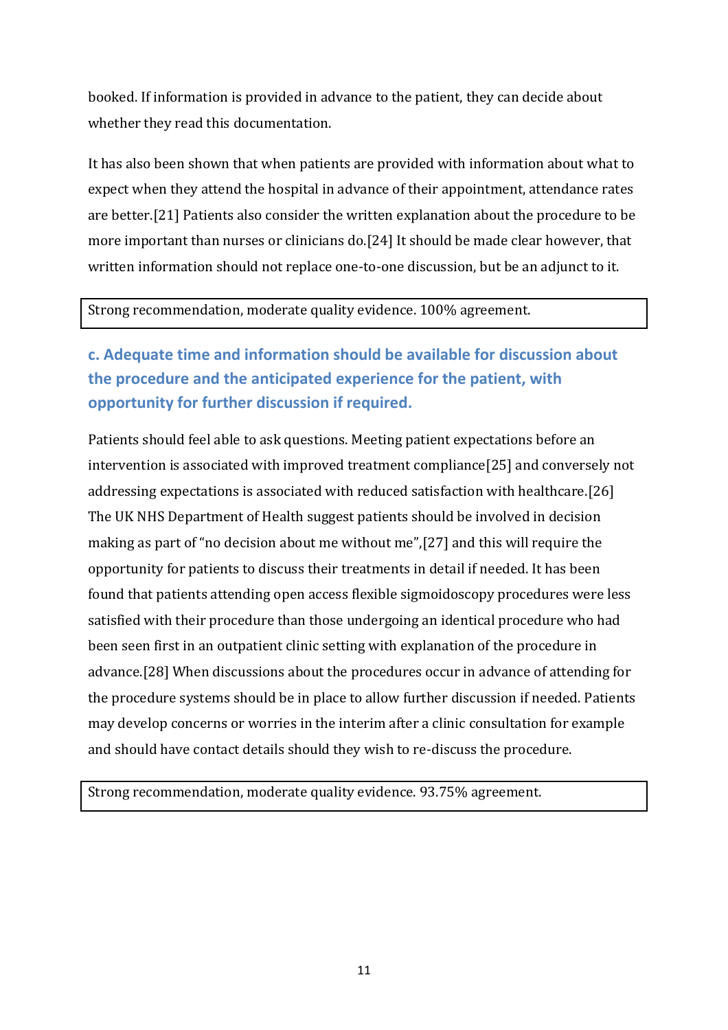booked. If information is provided in advance to the patient, they can decide about whether they read this documentation.

It has also been shown that when patients are provided with information about what to expect when they attend the hospital in advance of their appointment, attendance rates are better.[21] Patients also consider the written explanation about the procedure to be more important than nurses or clinicians do.[24] It should be made clear however, that written information should not replace one-to-one discussion, but be an adjunct to it.

| Strong recommendation, moderate quality evidence. 100% agreement. |
|---|

### c. Adequate time and information should be available for discussion about the procedure and the anticipated experience for the patient, with opportunity for further discussion if required.

Patients should feel able to ask questions. Meeting patient expectations before an intervention is associated with improved treatment compliance[25] and conversely not addressing expectations is associated with reduced satisfaction with healthcare.[26] The UK NHS Department of Health suggest patients should be involved in decision making as part of "no decision about me without me",[27] and this will require the opportunity for patients to discuss their treatments in detail if needed. It has been found that patients attending open access flexible sigmoidoscopy procedures were less satisfied with their procedure than those undergoing an identical procedure who had been seen first in an outpatient clinic setting with explanation of the procedure in advance.[28] When discussions about the procedures occur in advance of attending for the procedure systems should be in place to allow further discussion if needed. Patients may develop concerns or worries in the interim after a clinic consultation for example and should have contact details should they wish to re-discuss the procedure.

| Strong recommendation, moderate quality evidence. 93.75% agreement. |
|---|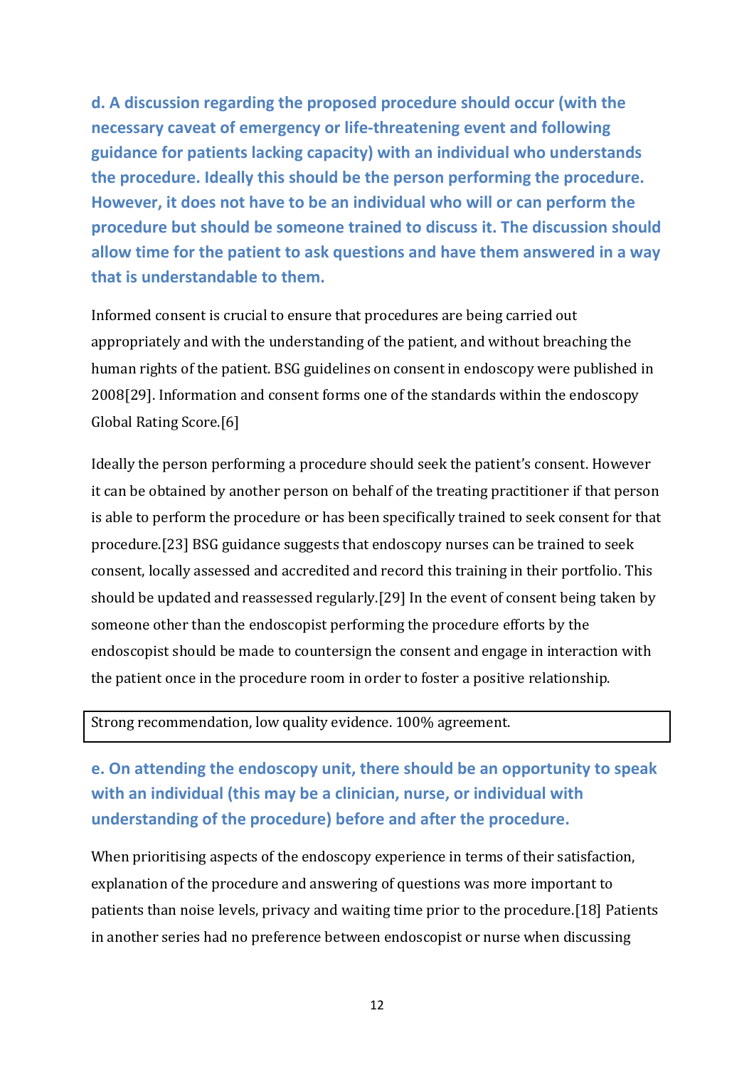**d. A discussion regarding the proposed procedure should occur (with the necessary caveat of emergency or life-threatening event and following guidance for patients lacking capacity) with an individual who understands the procedure. Ideally this should be the person performing the procedure. However, it does not have to be an individual who will or can perform the procedure but should be someone trained to discuss it. The discussion should allow time for the patient to ask questions and have them answered in a way that is understandable to them.**

Informed consent is crucial to ensure that procedures are being carried out appropriately and with the understanding of the patient, and without breaching the human rights of the patient. BSG guidelines on consent in endoscopy were published in 2008[29]. Information and consent forms one of the standards within the endoscopy Global Rating Score.[6]

Ideally the person performing a procedure should seek the patient's consent. However it can be obtained by another person on behalf of the treating practitioner if that person is able to perform the procedure or has been specifically trained to seek consent for that procedure.[23] BSG guidance suggests that endoscopy nurses can be trained to seek consent, locally assessed and accredited and record this training in their portfolio. This should be updated and reassessed regularly.[29] In the event of consent being taken by someone other than the endoscopist performing the procedure efforts by the endoscopist should be made to countersign the consent and engage in interaction with the patient once in the procedure room in order to foster a positive relationship.

| Strong recommendation, low quality evidence. 100% agreement. |
| --- |

**e. On attending the endoscopy unit, there should be an opportunity to speak with an individual (this may be a clinician, nurse, or individual with understanding of the procedure) before and after the procedure.**

When prioritising aspects of the endoscopy experience in terms of their satisfaction, explanation of the procedure and answering of questions was more important to patients than noise levels, privacy and waiting time prior to the procedure.[18] Patients in another series had no preference between endoscopist or nurse when discussing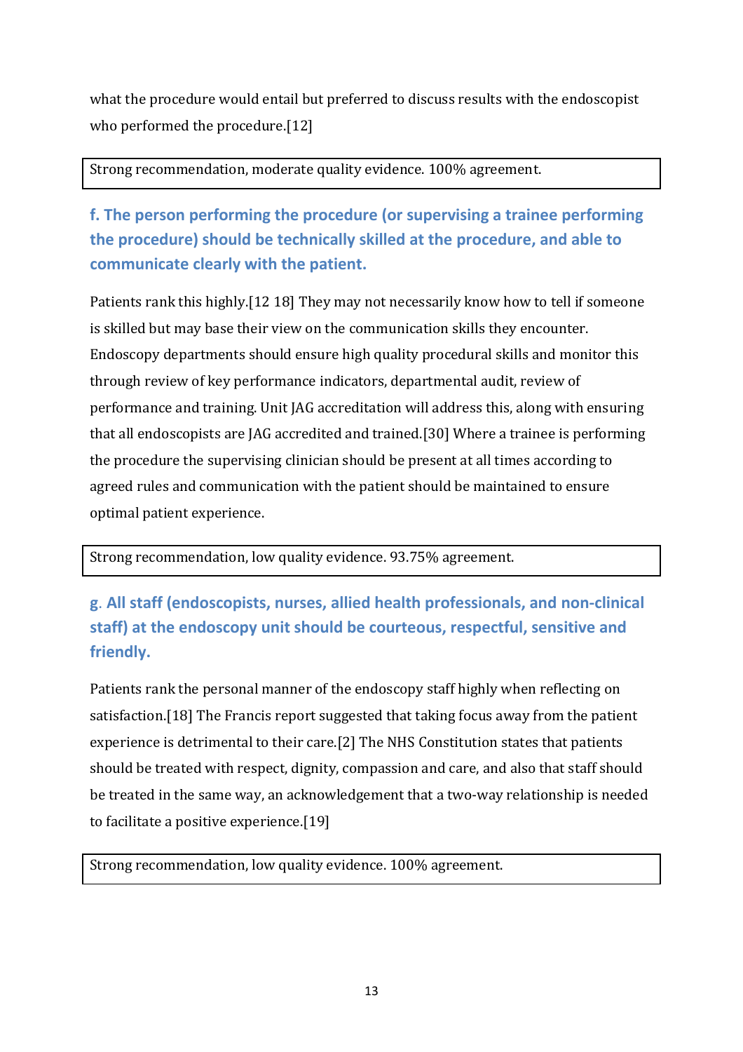what the procedure would entail but preferred to discuss results with the endoscopist who performed the procedure.[12]

Strong recommendation, moderate quality evidence. 100% agreement.

### f. The person performing the procedure (or supervising a trainee performing the procedure) should be technically skilled at the procedure, and able to communicate clearly with the patient.

Patients rank this highly.[12 18] They may not necessarily know how to tell if someone is skilled but may base their view on the communication skills they encounter. Endoscopy departments should ensure high quality procedural skills and monitor this through review of key performance indicators, departmental audit, review of performance and training. Unit JAG accreditation will address this, along with ensuring that all endoscopists are JAG accredited and trained.[30] Where a trainee is performing the procedure the supervising clinician should be present at all times according to agreed rules and communication with the patient should be maintained to ensure optimal patient experience.

Strong recommendation, low quality evidence. 93.75% agreement.

### g. All staff (endoscopists, nurses, allied health professionals, and non-clinical staff) at the endoscopy unit should be courteous, respectful, sensitive and friendly.

Patients rank the personal manner of the endoscopy staff highly when reflecting on satisfaction.[18] The Francis report suggested that taking focus away from the patient experience is detrimental to their care.[2] The NHS Constitution states that patients should be treated with respect, dignity, compassion and care, and also that staff should be treated in the same way, an acknowledgement that a two-way relationship is needed to facilitate a positive experience.[19]

Strong recommendation, low quality evidence. 100% agreement.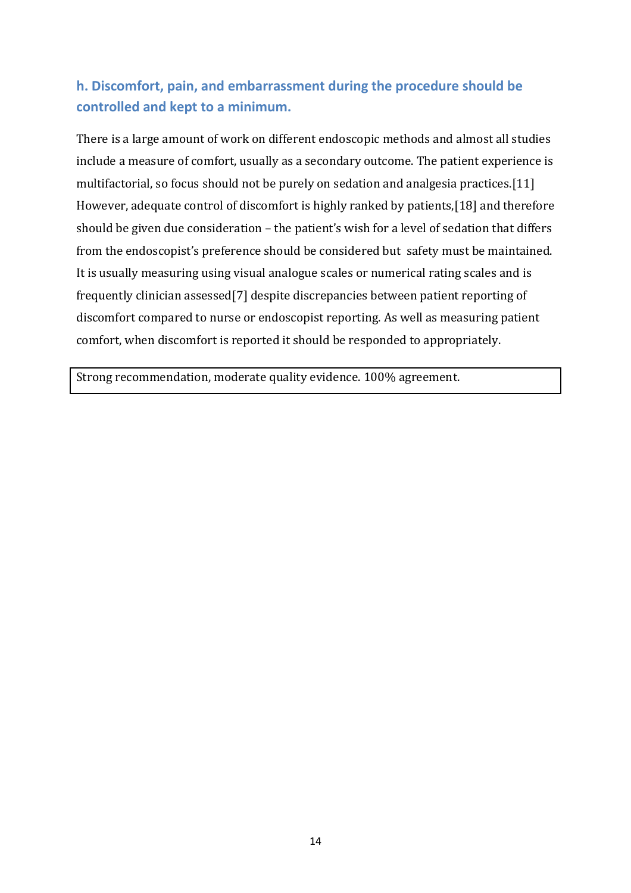### h. Discomfort, pain, and embarrassment during the procedure should be controlled and kept to a minimum.

There is a large amount of work on different endoscopic methods and almost all studies include a measure of comfort, usually as a secondary outcome. The patient experience is multifactorial, so focus should not be purely on sedation and analgesia practices.[11] However, adequate control of discomfort is highly ranked by patients,[18] and therefore should be given due consideration – the patient's wish for a level of sedation that differs from the endoscopist's preference should be considered but safety must be maintained. It is usually measuring using visual analogue scales or numerical rating scales and is frequently clinician assessed[7] despite discrepancies between patient reporting of discomfort compared to nurse or endoscopist reporting. As well as measuring patient comfort, when discomfort is reported it should be responded to appropriately.

| Strong recommendation, moderate quality evidence. 100% agreement. |
|---|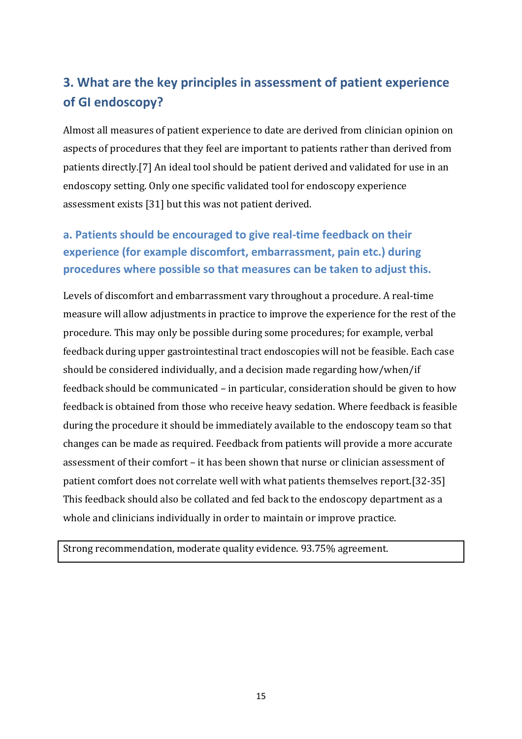## 3. What are the key principles in assessment of patient experience of GI endoscopy?

Almost all measures of patient experience to date are derived from clinician opinion on aspects of procedures that they feel are important to patients rather than derived from patients directly.[7] An ideal tool should be patient derived and validated for use in an endoscopy setting. Only one specific validated tool for endoscopy experience assessment exists [31] but this was not patient derived.

### a. Patients should be encouraged to give real-time feedback on their experience (for example discomfort, embarrassment, pain etc.) during procedures where possible so that measures can be taken to adjust this.

Levels of discomfort and embarrassment vary throughout a procedure. A real-time measure will allow adjustments in practice to improve the experience for the rest of the procedure. This may only be possible during some procedures; for example, verbal feedback during upper gastrointestinal tract endoscopies will not be feasible. Each case should be considered individually, and a decision made regarding how/when/if feedback should be communicated – in particular, consideration should be given to how feedback is obtained from those who receive heavy sedation. Where feedback is feasible during the procedure it should be immediately available to the endoscopy team so that changes can be made as required. Feedback from patients will provide a more accurate assessment of their comfort – it has been shown that nurse or clinician assessment of patient comfort does not correlate well with what patients themselves report.[32-35] This feedback should also be collated and fed back to the endoscopy department as a whole and clinicians individually in order to maintain or improve practice.

| Strong recommendation, moderate quality evidence. 93.75% agreement. |
|---|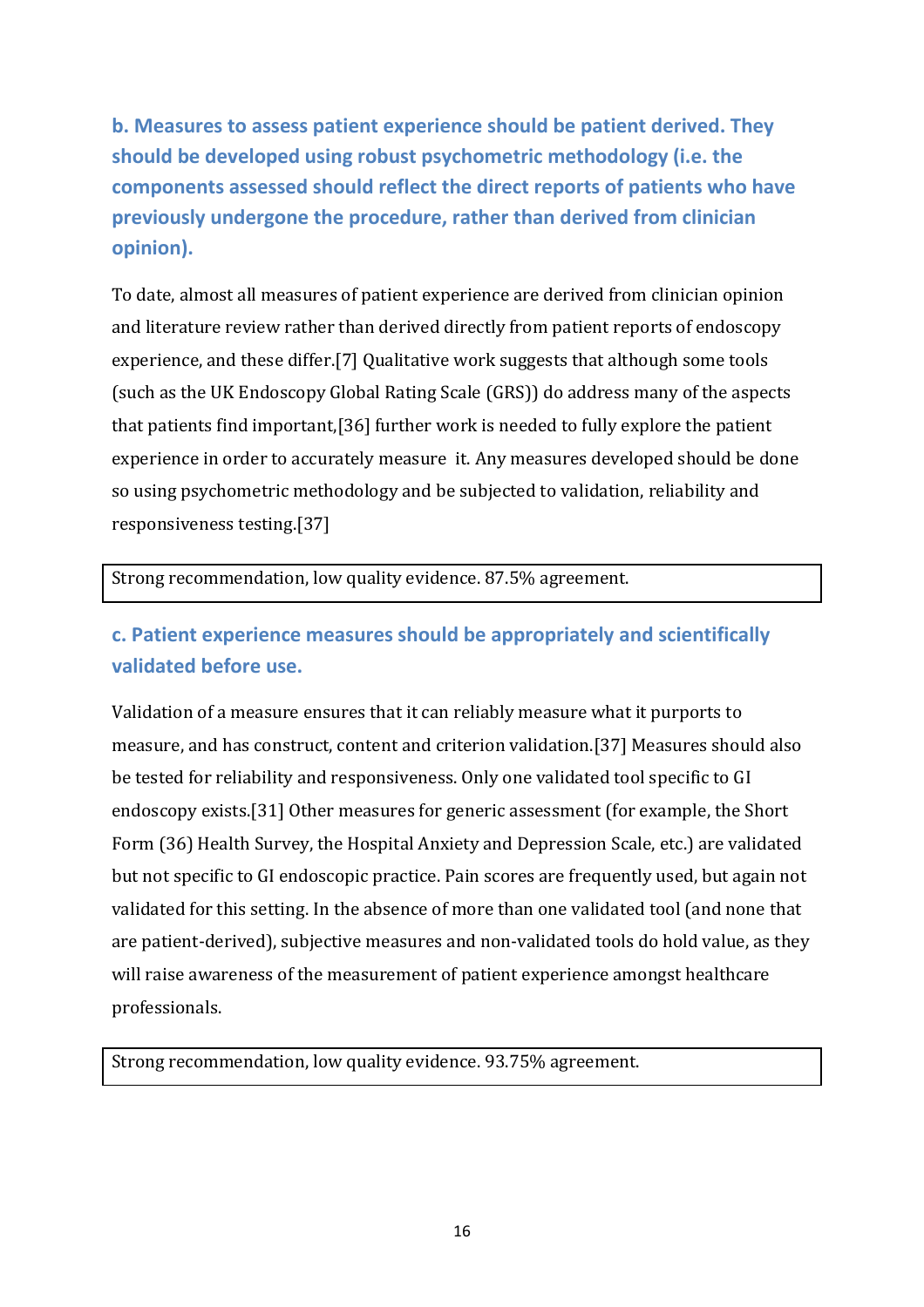**b. Measures to assess patient experience should be patient derived. They should be developed using robust psychometric methodology (i.e. the components assessed should reflect the direct reports of patients who have previously undergone the procedure, rather than derived from clinician opinion).**

To date, almost all measures of patient experience are derived from clinician opinion and literature review rather than derived directly from patient reports of endoscopy experience, and these differ.[7] Qualitative work suggests that although some tools (such as the UK Endoscopy Global Rating Scale (GRS)) do address many of the aspects that patients find important,[36] further work is needed to fully explore the patient experience in order to accurately measure it. Any measures developed should be done so using psychometric methodology and be subjected to validation, reliability and responsiveness testing.[37]

| Strong recommendation, low quality evidence. 87.5% agreement. |
|---|

**c. Patient experience measures should be appropriately and scientifically validated before use.**

Validation of a measure ensures that it can reliably measure what it purports to measure, and has construct, content and criterion validation.[37] Measures should also be tested for reliability and responsiveness. Only one validated tool specific to GI endoscopy exists.[31] Other measures for generic assessment (for example, the Short Form (36) Health Survey, the Hospital Anxiety and Depression Scale, etc.) are validated but not specific to GI endoscopic practice. Pain scores are frequently used, but again not validated for this setting. In the absence of more than one validated tool (and none that are patient-derived), subjective measures and non-validated tools do hold value, as they will raise awareness of the measurement of patient experience amongst healthcare professionals.

| Strong recommendation, low quality evidence. 93.75% agreement. |
|---|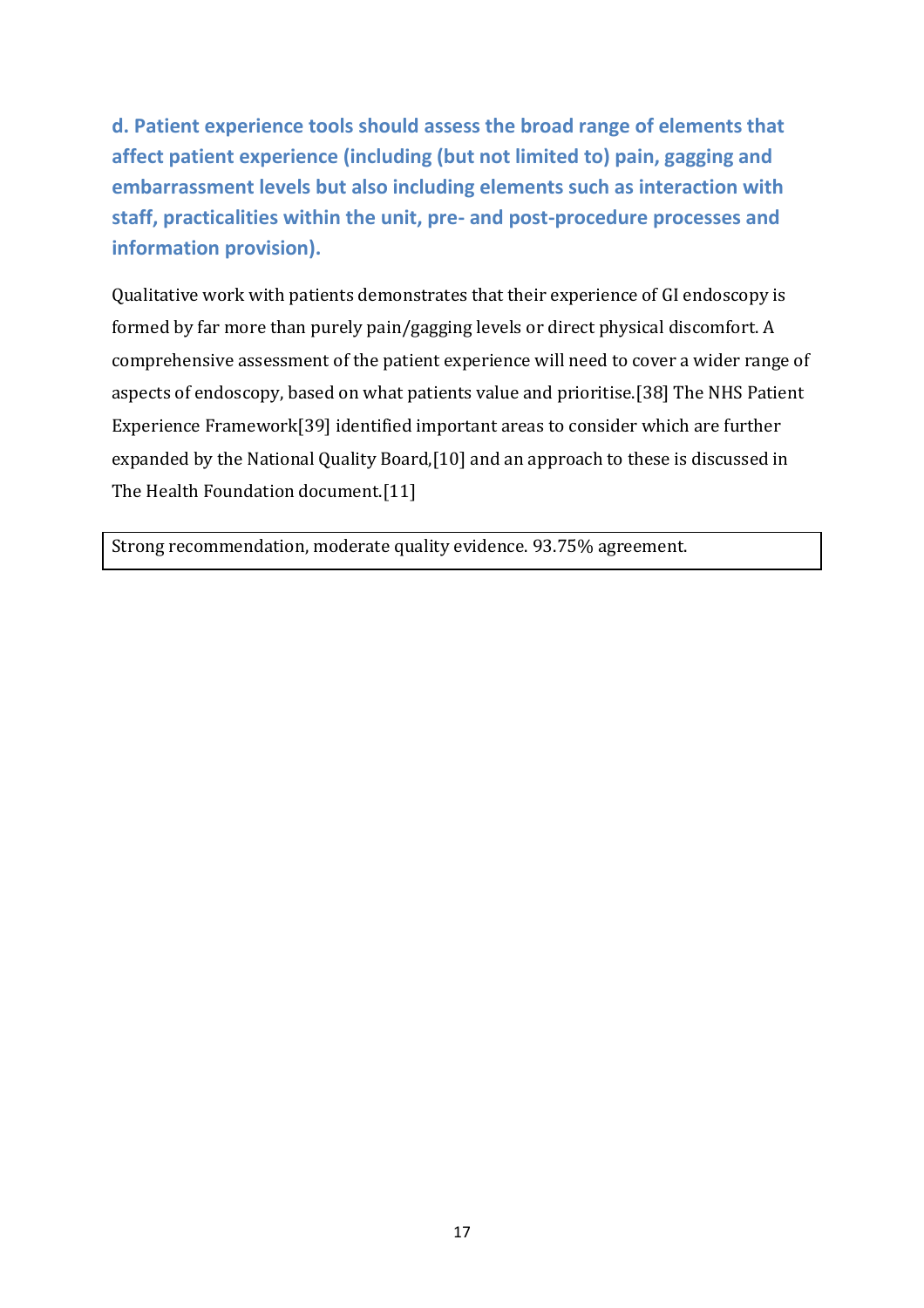### d. Patient experience tools should assess the broad range of elements that affect patient experience (including (but not limited to) pain, gagging and embarrassment levels but also including elements such as interaction with staff, practicalities within the unit, pre- and post-procedure processes and information provision).

Qualitative work with patients demonstrates that their experience of GI endoscopy is formed by far more than purely pain/gagging levels or direct physical discomfort. A comprehensive assessment of the patient experience will need to cover a wider range of aspects of endoscopy, based on what patients value and prioritise.[38] The NHS Patient Experience Framework[39] identified important areas to consider which are further expanded by the National Quality Board,[10] and an approach to these is discussed in The Health Foundation document.[11]

| Strong recommendation, moderate quality evidence. 93.75% agreement. |
|---|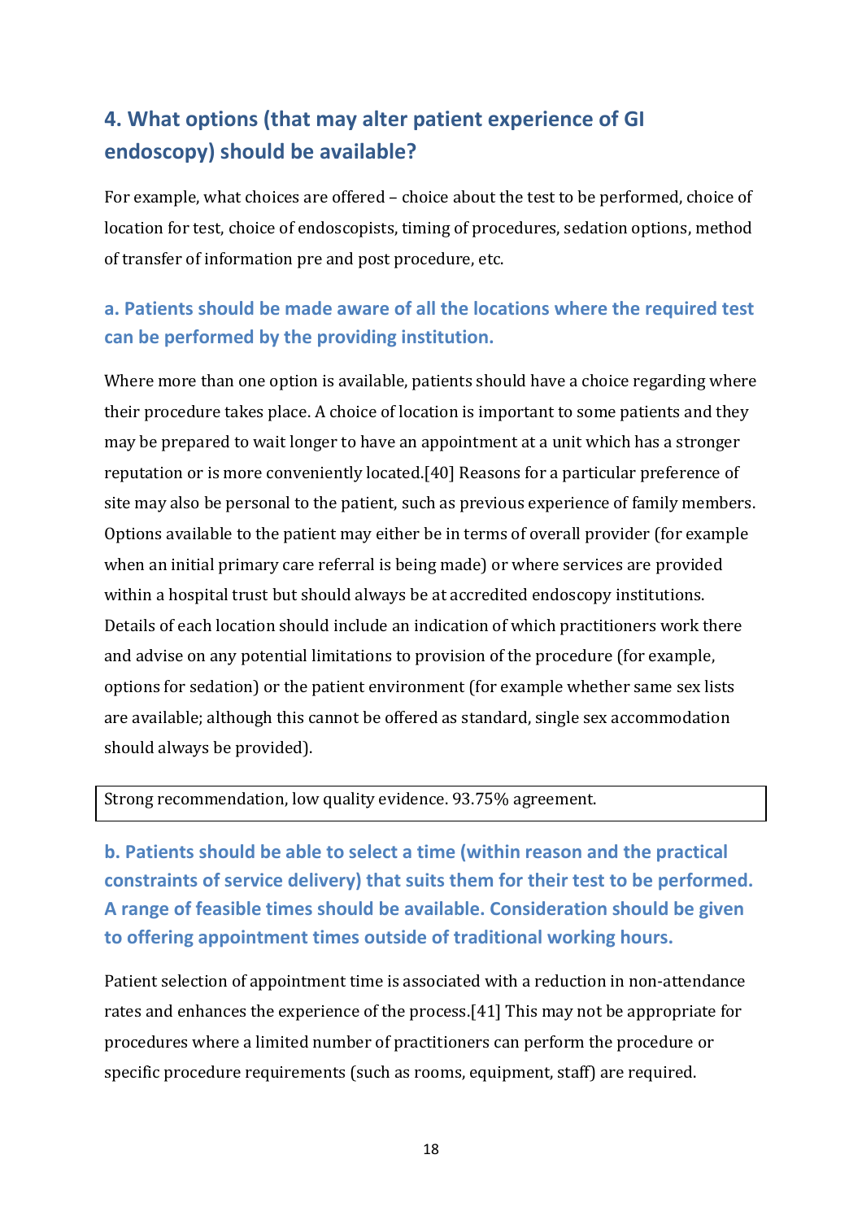## 4. What options (that may alter patient experience of GI endoscopy) should be available?

For example, what choices are offered – choice about the test to be performed, choice of location for test, choice of endoscopists, timing of procedures, sedation options, method of transfer of information pre and post procedure, etc.

### a. Patients should be made aware of all the locations where the required test can be performed by the providing institution.

Where more than one option is available, patients should have a choice regarding where their procedure takes place. A choice of location is important to some patients and they may be prepared to wait longer to have an appointment at a unit which has a stronger reputation or is more conveniently located.[40] Reasons for a particular preference of site may also be personal to the patient, such as previous experience of family members. Options available to the patient may either be in terms of overall provider (for example when an initial primary care referral is being made) or where services are provided within a hospital trust but should always be at accredited endoscopy institutions. Details of each location should include an indication of which practitioners work there and advise on any potential limitations to provision of the procedure (for example, options for sedation) or the patient environment (for example whether same sex lists are available; although this cannot be offered as standard, single sex accommodation should always be provided).

| Strong recommendation, low quality evidence. 93.75% agreement. |
|---|

### b. Patients should be able to select a time (within reason and the practical constraints of service delivery) that suits them for their test to be performed. A range of feasible times should be available. Consideration should be given to offering appointment times outside of traditional working hours.

Patient selection of appointment time is associated with a reduction in non-attendance rates and enhances the experience of the process.[41] This may not be appropriate for procedures where a limited number of practitioners can perform the procedure or specific procedure requirements (such as rooms, equipment, staff) are required.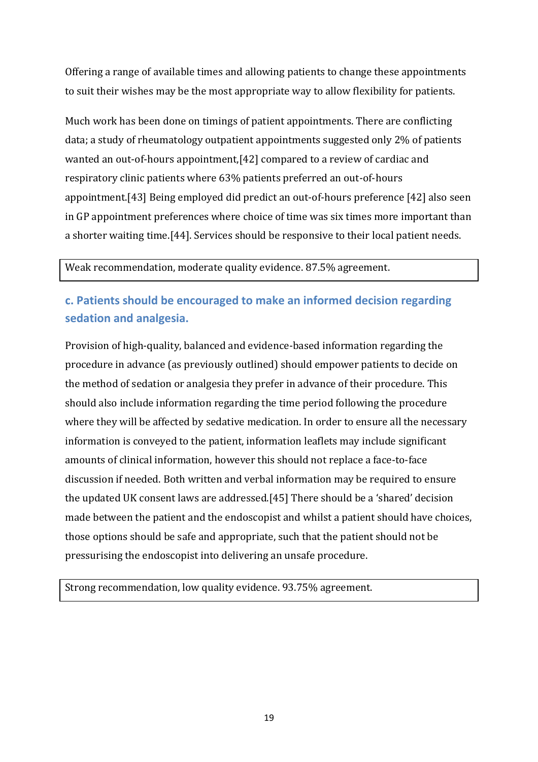Offering a range of available times and allowing patients to change these appointments to suit their wishes may be the most appropriate way to allow flexibility for patients.

Much work has been done on timings of patient appointments. There are conflicting data; a study of rheumatology outpatient appointments suggested only 2% of patients wanted an out-of-hours appointment,[42] compared to a review of cardiac and respiratory clinic patients where 63% patients preferred an out-of-hours appointment.[43] Being employed did predict an out-of-hours preference [42] also seen in GP appointment preferences where choice of time was six times more important than a shorter waiting time.[44]. Services should be responsive to their local patient needs.

| Weak recommendation, moderate quality evidence. 87.5% agreement. |
|---|

### c. Patients should be encouraged to make an informed decision regarding sedation and analgesia.

Provision of high-quality, balanced and evidence-based information regarding the procedure in advance (as previously outlined) should empower patients to decide on the method of sedation or analgesia they prefer in advance of their procedure. This should also include information regarding the time period following the procedure where they will be affected by sedative medication. In order to ensure all the necessary information is conveyed to the patient, information leaflets may include significant amounts of clinical information, however this should not replace a face-to-face discussion if needed. Both written and verbal information may be required to ensure the updated UK consent laws are addressed.[45] There should be a 'shared' decision made between the patient and the endoscopist and whilst a patient should have choices, those options should be safe and appropriate, such that the patient should not be pressurising the endoscopist into delivering an unsafe procedure.

| Strong recommendation, low quality evidence. 93.75% agreement. |
|---|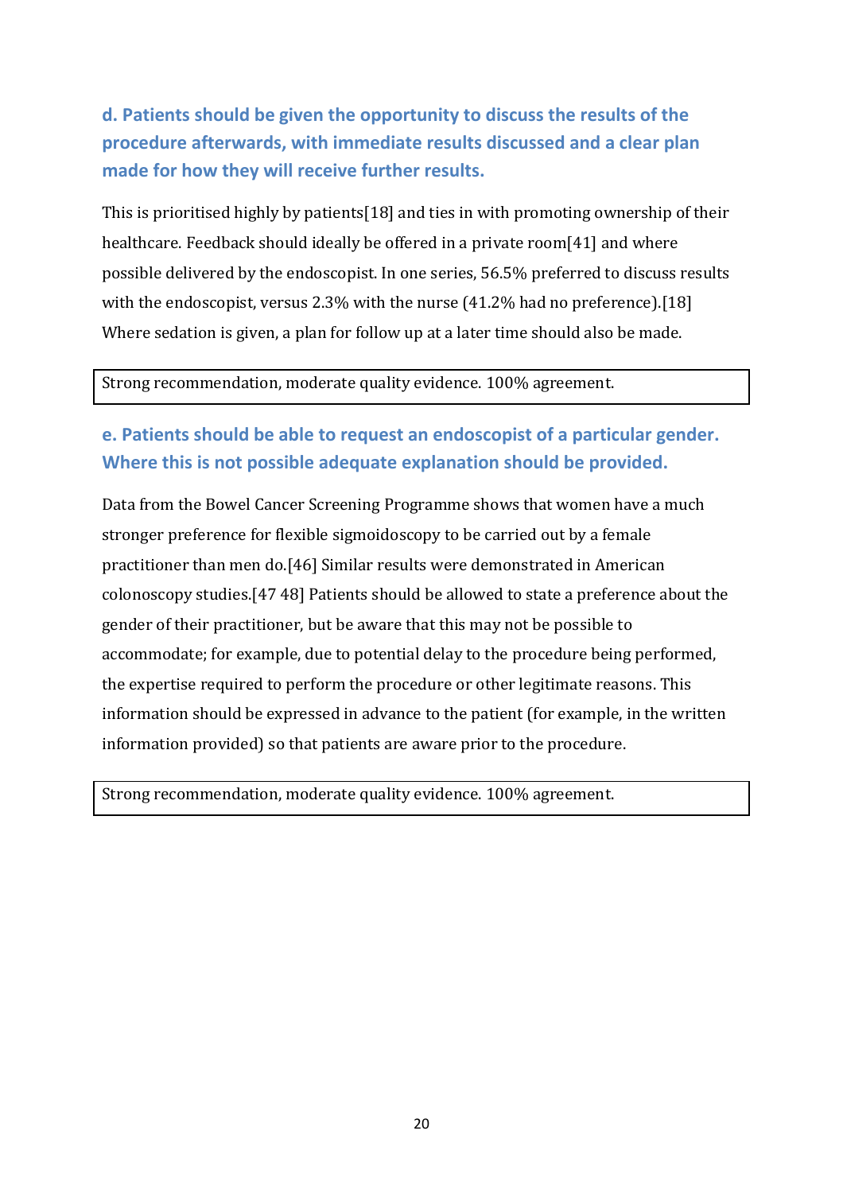### d. Patients should be given the opportunity to discuss the results of the procedure afterwards, with immediate results discussed and a clear plan made for how they will receive further results.

This is prioritised highly by patients[18] and ties in with promoting ownership of their healthcare. Feedback should ideally be offered in a private room[41] and where possible delivered by the endoscopist. In one series, 56.5% preferred to discuss results with the endoscopist, versus 2.3% with the nurse (41.2% had no preference).[18] Where sedation is given, a plan for follow up at a later time should also be made.

| Strong recommendation, moderate quality evidence. 100% agreement. |
|---|

### e. Patients should be able to request an endoscopist of a particular gender. Where this is not possible adequate explanation should be provided.

Data from the Bowel Cancer Screening Programme shows that women have a much stronger preference for flexible sigmoidoscopy to be carried out by a female practitioner than men do.[46] Similar results were demonstrated in American colonoscopy studies.[47 48] Patients should be allowed to state a preference about the gender of their practitioner, but be aware that this may not be possible to accommodate; for example, due to potential delay to the procedure being performed, the expertise required to perform the procedure or other legitimate reasons. This information should be expressed in advance to the patient (for example, in the written information provided) so that patients are aware prior to the procedure.

| Strong recommendation, moderate quality evidence. 100% agreement. |
|---|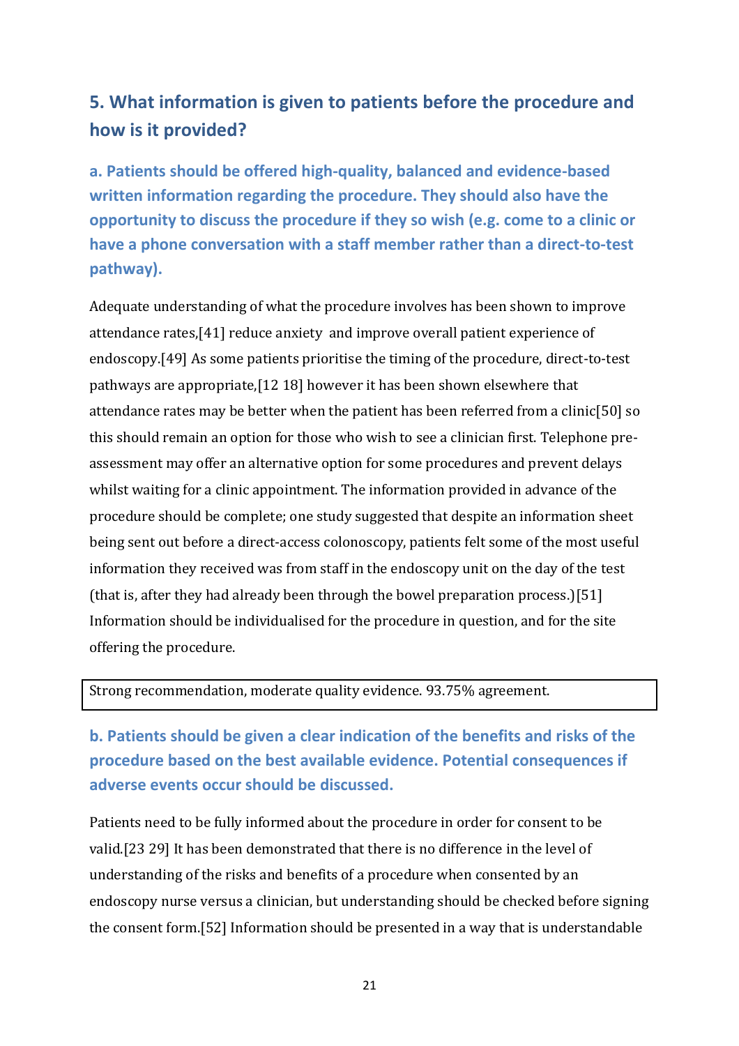## 5. What information is given to patients before the procedure and how is it provided?

### a. Patients should be offered high-quality, balanced and evidence-based written information regarding the procedure. They should also have the opportunity to discuss the procedure if they so wish (e.g. come to a clinic or have a phone conversation with a staff member rather than a direct-to-test pathway).

Adequate understanding of what the procedure involves has been shown to improve attendance rates,[41] reduce anxiety and improve overall patient experience of endoscopy.[49] As some patients prioritise the timing of the procedure, direct-to-test pathways are appropriate,[12 18] however it has been shown elsewhere that attendance rates may be better when the patient has been referred from a clinic[50] so this should remain an option for those who wish to see a clinician first. Telephone pre-assessment may offer an alternative option for some procedures and prevent delays whilst waiting for a clinic appointment. The information provided in advance of the procedure should be complete; one study suggested that despite an information sheet being sent out before a direct-access colonoscopy, patients felt some of the most useful information they received was from staff in the endoscopy unit on the day of the test (that is, after they had already been through the bowel preparation process.)[51] Information should be individualised for the procedure in question, and for the site offering the procedure.

| Strong recommendation, moderate quality evidence. 93.75% agreement. |
| --- |

### b. Patients should be given a clear indication of the benefits and risks of the procedure based on the best available evidence. Potential consequences if adverse events occur should be discussed.

Patients need to be fully informed about the procedure in order for consent to be valid.[23 29] It has been demonstrated that there is no difference in the level of understanding of the risks and benefits of a procedure when consented by an endoscopy nurse versus a clinician, but understanding should be checked before signing the consent form.[52] Information should be presented in a way that is understandable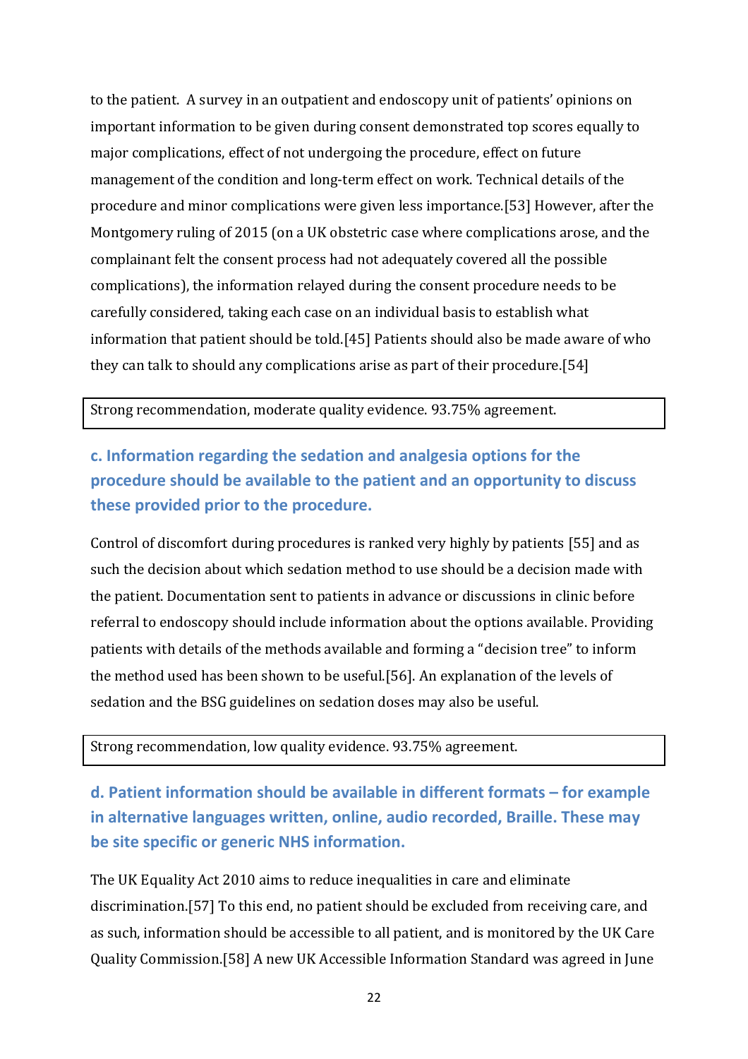to the patient. A survey in an outpatient and endoscopy unit of patients' opinions on important information to be given during consent demonstrated top scores equally to major complications, effect of not undergoing the procedure, effect on future management of the condition and long-term effect on work. Technical details of the procedure and minor complications were given less importance.[53] However, after the Montgomery ruling of 2015 (on a UK obstetric case where complications arose, and the complainant felt the consent process had not adequately covered all the possible complications), the information relayed during the consent procedure needs to be carefully considered, taking each case on an individual basis to establish what information that patient should be told.[45] Patients should also be made aware of who they can talk to should any complications arise as part of their procedure.[54]

Strong recommendation, moderate quality evidence. 93.75% agreement.

### c. Information regarding the sedation and analgesia options for the procedure should be available to the patient and an opportunity to discuss these provided prior to the procedure.

Control of discomfort during procedures is ranked very highly by patients [55] and as such the decision about which sedation method to use should be a decision made with the patient. Documentation sent to patients in advance or discussions in clinic before referral to endoscopy should include information about the options available. Providing patients with details of the methods available and forming a "decision tree" to inform the method used has been shown to be useful.[56]. An explanation of the levels of sedation and the BSG guidelines on sedation doses may also be useful.

Strong recommendation, low quality evidence. 93.75% agreement.

### d. Patient information should be available in different formats – for example in alternative languages written, online, audio recorded, Braille. These may be site specific or generic NHS information.

The UK Equality Act 2010 aims to reduce inequalities in care and eliminate discrimination.[57] To this end, no patient should be excluded from receiving care, and as such, information should be accessible to all patient, and is monitored by the UK Care Quality Commission.[58] A new UK Accessible Information Standard was agreed in June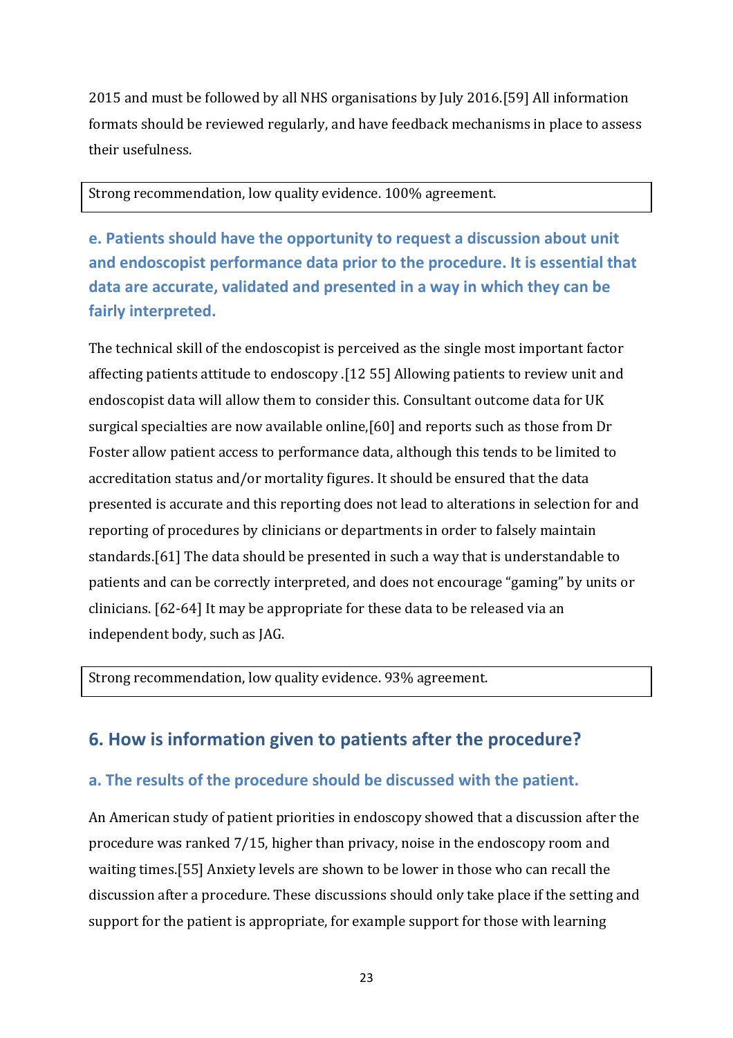2015 and must be followed by all NHS organisations by July 2016.[59] All information formats should be reviewed regularly, and have feedback mechanisms in place to assess their usefulness.

Strong recommendation, low quality evidence. 100% agreement.

### e. Patients should have the opportunity to request a discussion about unit and endoscopist performance data prior to the procedure. It is essential that data are accurate, validated and presented in a way in which they can be fairly interpreted.

The technical skill of the endoscopist is perceived as the single most important factor affecting patients attitude to endoscopy .[12 55] Allowing patients to review unit and endoscopist data will allow them to consider this. Consultant outcome data for UK surgical specialties are now available online,[60] and reports such as those from Dr Foster allow patient access to performance data, although this tends to be limited to accreditation status and/or mortality figures. It should be ensured that the data presented is accurate and this reporting does not lead to alterations in selection for and reporting of procedures by clinicians or departments in order to falsely maintain standards.[61] The data should be presented in such a way that is understandable to patients and can be correctly interpreted, and does not encourage "gaming" by units or clinicians. [62-64] It may be appropriate for these data to be released via an independent body, such as JAG.

Strong recommendation, low quality evidence. 93% agreement.

## 6. How is information given to patients after the procedure?

### a. The results of the procedure should be discussed with the patient.

An American study of patient priorities in endoscopy showed that a discussion after the procedure was ranked 7/15, higher than privacy, noise in the endoscopy room and waiting times.[55] Anxiety levels are shown to be lower in those who can recall the discussion after a procedure. These discussions should only take place if the setting and support for the patient is appropriate, for example support for those with learning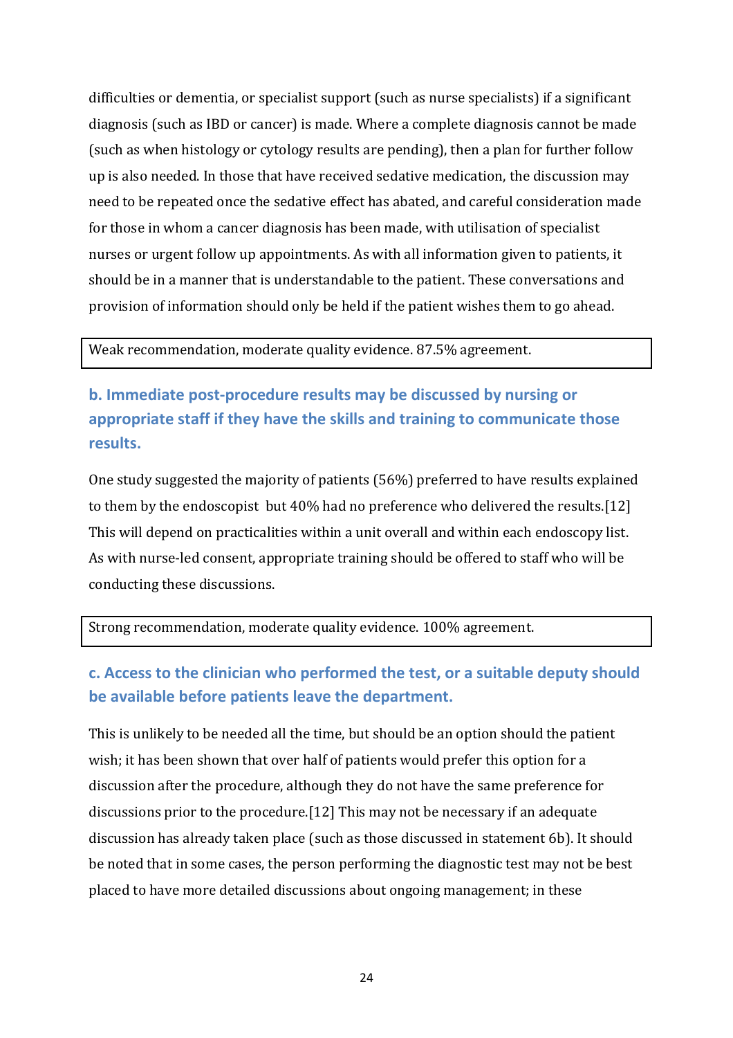difficulties or dementia, or specialist support (such as nurse specialists) if a significant diagnosis (such as IBD or cancer) is made. Where a complete diagnosis cannot be made (such as when histology or cytology results are pending), then a plan for further follow up is also needed. In those that have received sedative medication, the discussion may need to be repeated once the sedative effect has abated, and careful consideration made for those in whom a cancer diagnosis has been made, with utilisation of specialist nurses or urgent follow up appointments. As with all information given to patients, it should be in a manner that is understandable to the patient. These conversations and provision of information should only be held if the patient wishes them to go ahead.

| Weak recommendation, moderate quality evidence. 87.5% agreement. |
|---|

### b. Immediate post-procedure results may be discussed by nursing or appropriate staff if they have the skills and training to communicate those results.

One study suggested the majority of patients (56%) preferred to have results explained to them by the endoscopist but 40% had no preference who delivered the results.[12] This will depend on practicalities within a unit overall and within each endoscopy list. As with nurse-led consent, appropriate training should be offered to staff who will be conducting these discussions.

| Strong recommendation, moderate quality evidence. 100% agreement. |
|---|

### c. Access to the clinician who performed the test, or a suitable deputy should be available before patients leave the department.

This is unlikely to be needed all the time, but should be an option should the patient wish; it has been shown that over half of patients would prefer this option for a discussion after the procedure, although they do not have the same preference for discussions prior to the procedure.[12] This may not be necessary if an adequate discussion has already taken place (such as those discussed in statement 6b). It should be noted that in some cases, the person performing the diagnostic test may not be best placed to have more detailed discussions about ongoing management; in these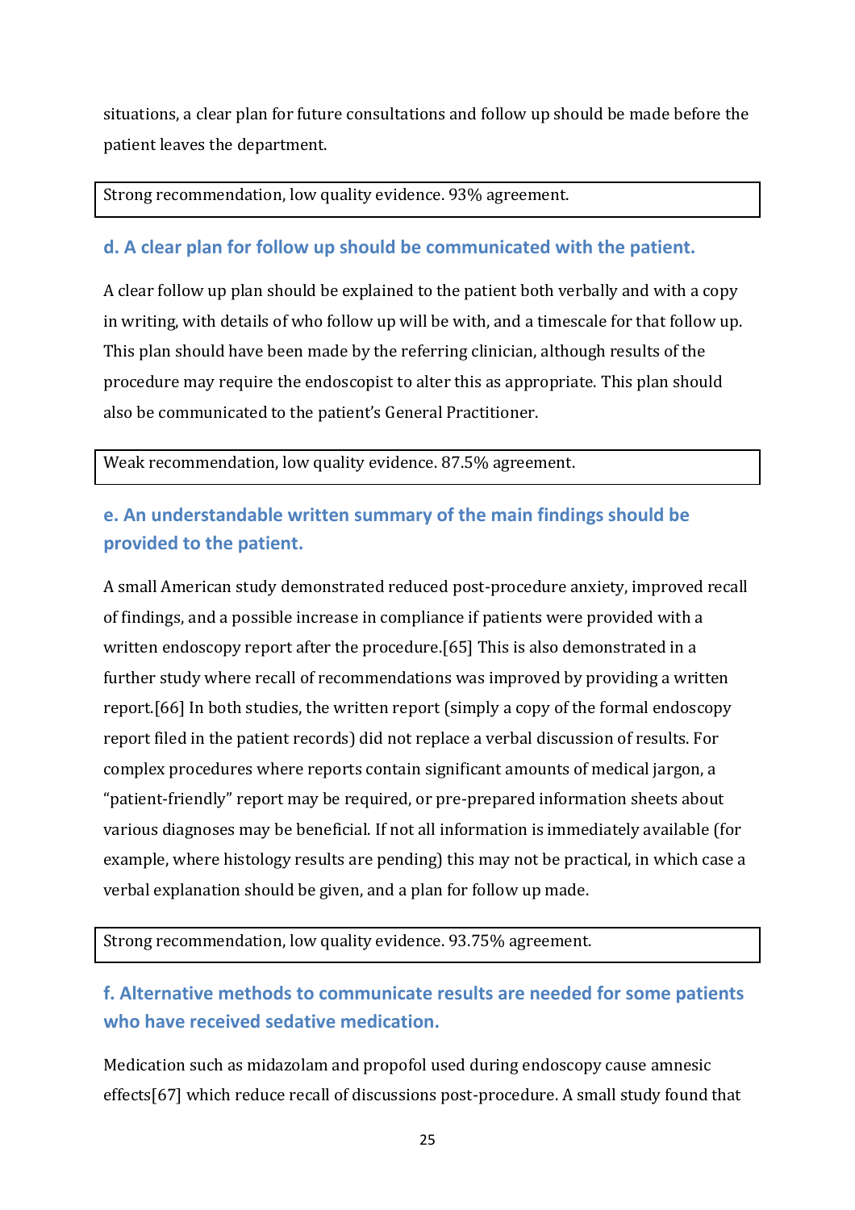situations, a clear plan for future consultations and follow up should be made before the patient leaves the department.

| Strong recommendation, low quality evidence. 93% agreement. |
| --- |

### d. A clear plan for follow up should be communicated with the patient.

A clear follow up plan should be explained to the patient both verbally and with a copy in writing, with details of who follow up will be with, and a timescale for that follow up. This plan should have been made by the referring clinician, although results of the procedure may require the endoscopist to alter this as appropriate. This plan should also be communicated to the patient's General Practitioner.

| Weak recommendation, low quality evidence. 87.5% agreement. |
| --- |

### e. An understandable written summary of the main findings should be provided to the patient.

A small American study demonstrated reduced post-procedure anxiety, improved recall of findings, and a possible increase in compliance if patients were provided with a written endoscopy report after the procedure.[65] This is also demonstrated in a further study where recall of recommendations was improved by providing a written report.[66] In both studies, the written report (simply a copy of the formal endoscopy report filed in the patient records) did not replace a verbal discussion of results. For complex procedures where reports contain significant amounts of medical jargon, a "patient-friendly" report may be required, or pre-prepared information sheets about various diagnoses may be beneficial. If not all information is immediately available (for example, where histology results are pending) this may not be practical, in which case a verbal explanation should be given, and a plan for follow up made.

| Strong recommendation, low quality evidence. 93.75% agreement. |
| --- |

### f. Alternative methods to communicate results are needed for some patients who have received sedative medication.

Medication such as midazolam and propofol used during endoscopy cause amnesic effects[67] which reduce recall of discussions post-procedure. A small study found that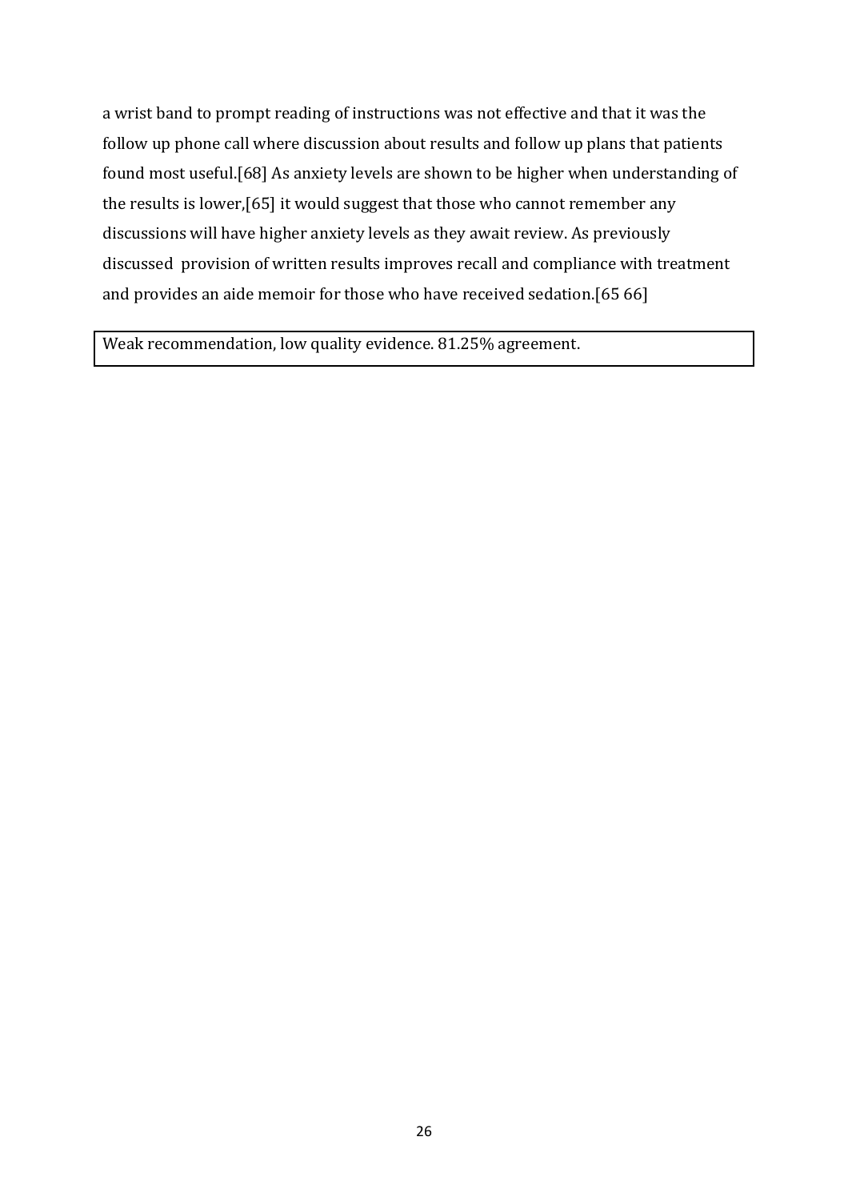a wrist band to prompt reading of instructions was not effective and that it was the follow up phone call where discussion about results and follow up plans that patients found most useful.[68] As anxiety levels are shown to be higher when understanding of the results is lower,[65] it would suggest that those who cannot remember any discussions will have higher anxiety levels as they await review. As previously discussed provision of written results improves recall and compliance with treatment and provides an aide memoir for those who have received sedation.[65 66]

| Weak recommendation, low quality evidence. 81.25% agreement. |
|---|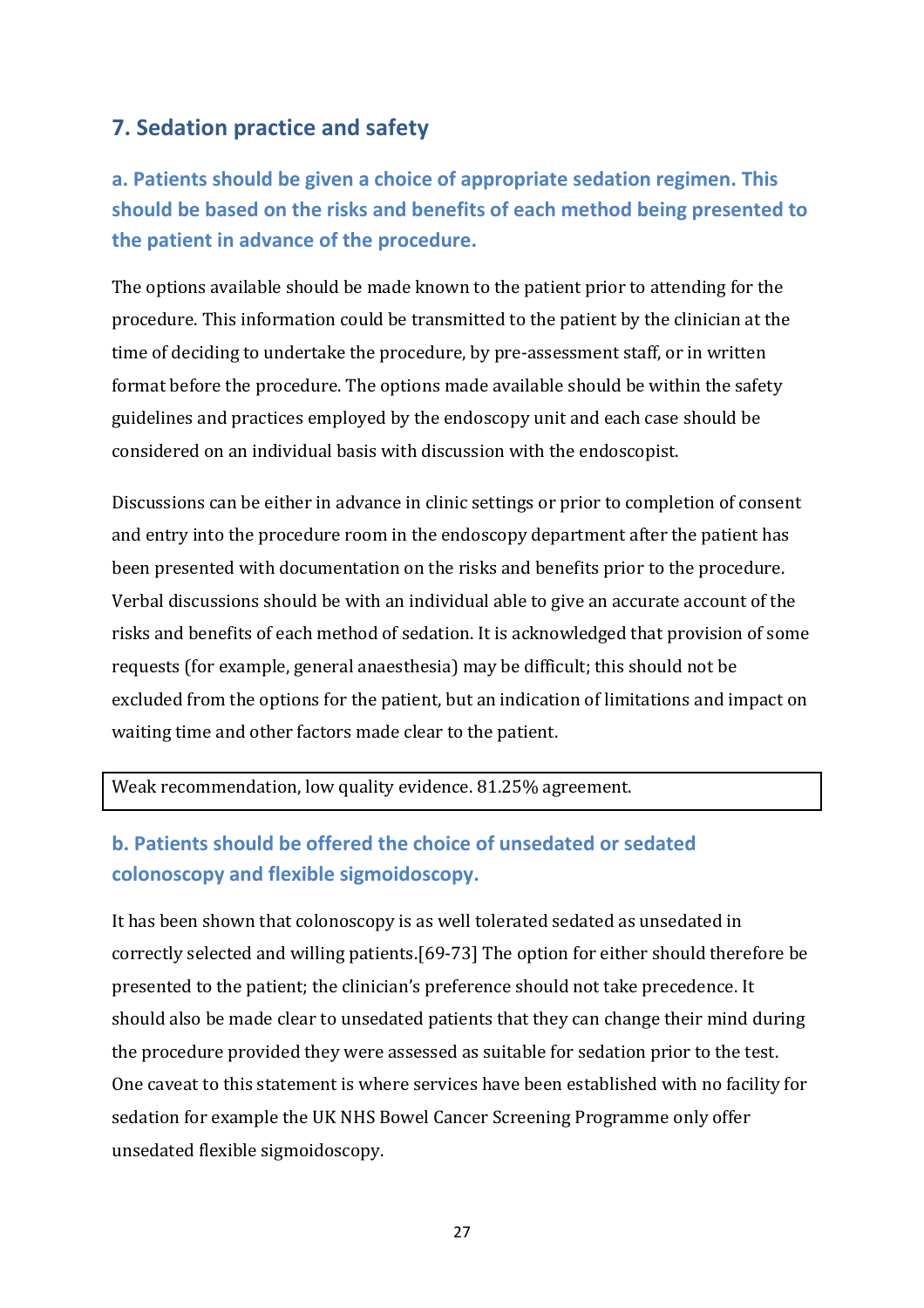## 7. Sedation practice and safety

### a. Patients should be given a choice of appropriate sedation regimen. This should be based on the risks and benefits of each method being presented to the patient in advance of the procedure.

The options available should be made known to the patient prior to attending for the procedure. This information could be transmitted to the patient by the clinician at the time of deciding to undertake the procedure, by pre-assessment staff, or in written format before the procedure. The options made available should be within the safety guidelines and practices employed by the endoscopy unit and each case should be considered on an individual basis with discussion with the endoscopist.

Discussions can be either in advance in clinic settings or prior to completion of consent and entry into the procedure room in the endoscopy department after the patient has been presented with documentation on the risks and benefits prior to the procedure. Verbal discussions should be with an individual able to give an accurate account of the risks and benefits of each method of sedation. It is acknowledged that provision of some requests (for example, general anaesthesia) may be difficult; this should not be excluded from the options for the patient, but an indication of limitations and impact on waiting time and other factors made clear to the patient.

| Weak recommendation, low quality evidence. 81.25% agreement. |
|---|

### b. Patients should be offered the choice of unsedated or sedated colonoscopy and flexible sigmoidoscopy.

It has been shown that colonoscopy is as well tolerated sedated as unsedated in correctly selected and willing patients.[69-73] The option for either should therefore be presented to the patient; the clinician's preference should not take precedence. It should also be made clear to unsedated patients that they can change their mind during the procedure provided they were assessed as suitable for sedation prior to the test. One caveat to this statement is where services have been established with no facility for sedation for example the UK NHS Bowel Cancer Screening Programme only offer unsedated flexible sigmoidoscopy.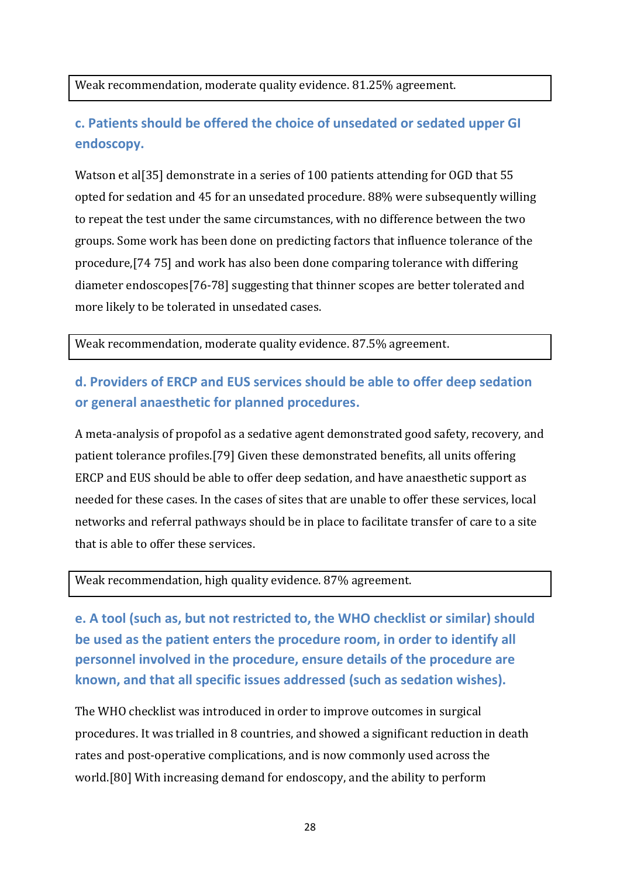Weak recommendation, moderate quality evidence. 81.25% agreement.

### c. Patients should be offered the choice of unsedated or sedated upper GI endoscopy.

Watson et al[35] demonstrate in a series of 100 patients attending for OGD that 55 opted for sedation and 45 for an unsedated procedure. 88% were subsequently willing to repeat the test under the same circumstances, with no difference between the two groups. Some work has been done on predicting factors that influence tolerance of the procedure,[74 75] and work has also been done comparing tolerance with differing diameter endoscopes[76-78] suggesting that thinner scopes are better tolerated and more likely to be tolerated in unsedated cases.

Weak recommendation, moderate quality evidence. 87.5% agreement.

### d. Providers of ERCP and EUS services should be able to offer deep sedation or general anaesthetic for planned procedures.

A meta-analysis of propofol as a sedative agent demonstrated good safety, recovery, and patient tolerance profiles.[79] Given these demonstrated benefits, all units offering ERCP and EUS should be able to offer deep sedation, and have anaesthetic support as needed for these cases. In the cases of sites that are unable to offer these services, local networks and referral pathways should be in place to facilitate transfer of care to a site that is able to offer these services.

Weak recommendation, high quality evidence. 87% agreement.

### e. A tool (such as, but not restricted to, the WHO checklist or similar) should be used as the patient enters the procedure room, in order to identify all personnel involved in the procedure, ensure details of the procedure are known, and that all specific issues addressed (such as sedation wishes).

The WHO checklist was introduced in order to improve outcomes in surgical procedures. It was trialled in 8 countries, and showed a significant reduction in death rates and post-operative complications, and is now commonly used across the world.[80] With increasing demand for endoscopy, and the ability to perform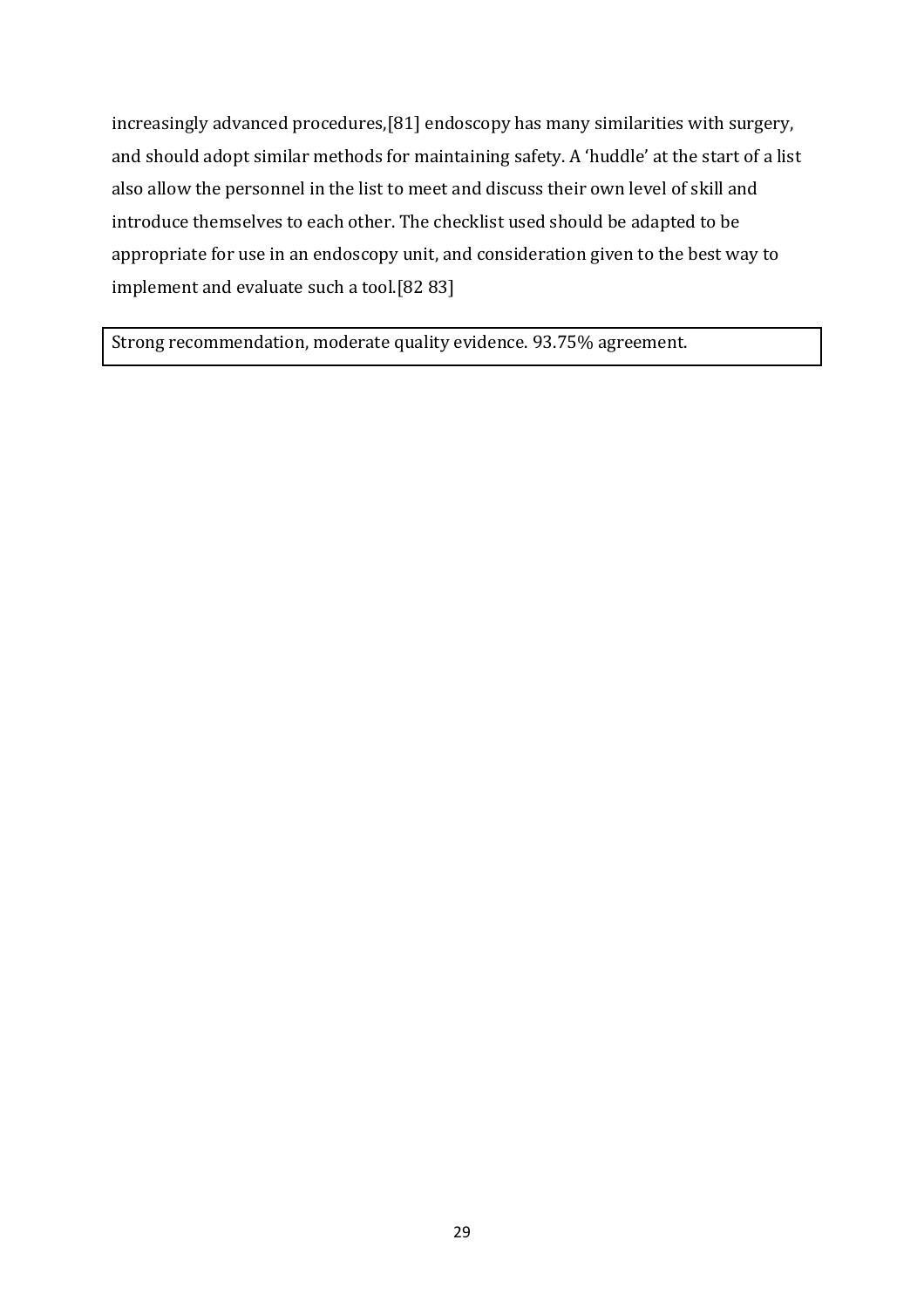increasingly advanced procedures,[81] endoscopy has many similarities with surgery, and should adopt similar methods for maintaining safety. A 'huddle' at the start of a list also allow the personnel in the list to meet and discuss their own level of skill and introduce themselves to each other. The checklist used should be adapted to be appropriate for use in an endoscopy unit, and consideration given to the best way to implement and evaluate such a tool.[82 83]

Strong recommendation, moderate quality evidence. 93.75% agreement.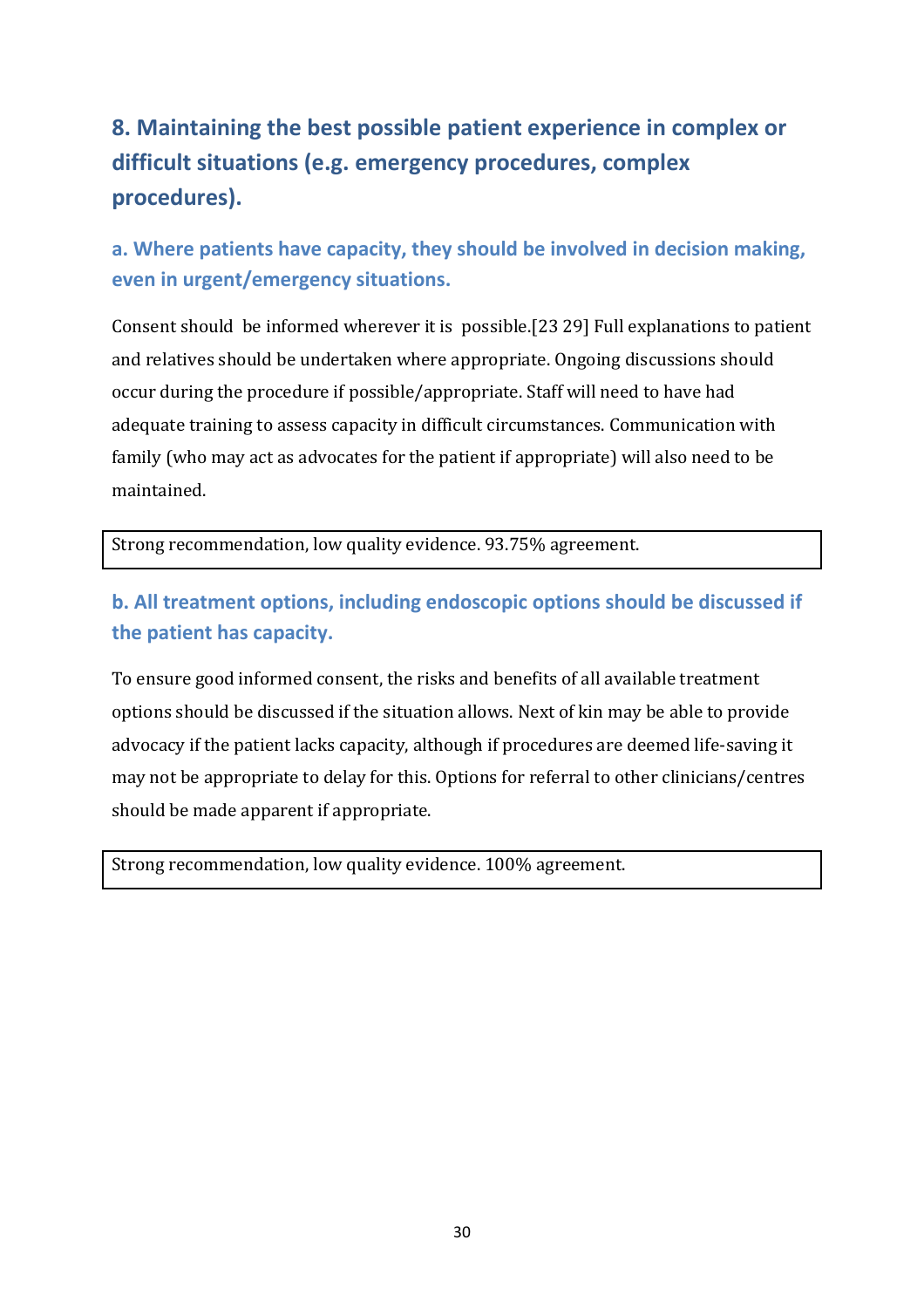## 8. Maintaining the best possible patient experience in complex or difficult situations (e.g. emergency procedures, complex procedures).

### a. Where patients have capacity, they should be involved in decision making, even in urgent/emergency situations.

Consent should be informed wherever it is possible.[23 29] Full explanations to patient and relatives should be undertaken where appropriate. Ongoing discussions should occur during the procedure if possible/appropriate. Staff will need to have had adequate training to assess capacity in difficult circumstances. Communication with family (who may act as advocates for the patient if appropriate) will also need to be maintained.

| Strong recommendation, low quality evidence. 93.75% agreement. |
|---|

### b. All treatment options, including endoscopic options should be discussed if the patient has capacity.

To ensure good informed consent, the risks and benefits of all available treatment options should be discussed if the situation allows. Next of kin may be able to provide advocacy if the patient lacks capacity, although if procedures are deemed life-saving it may not be appropriate to delay for this. Options for referral to other clinicians/centres should be made apparent if appropriate.

| Strong recommendation, low quality evidence. 100% agreement. |
|---|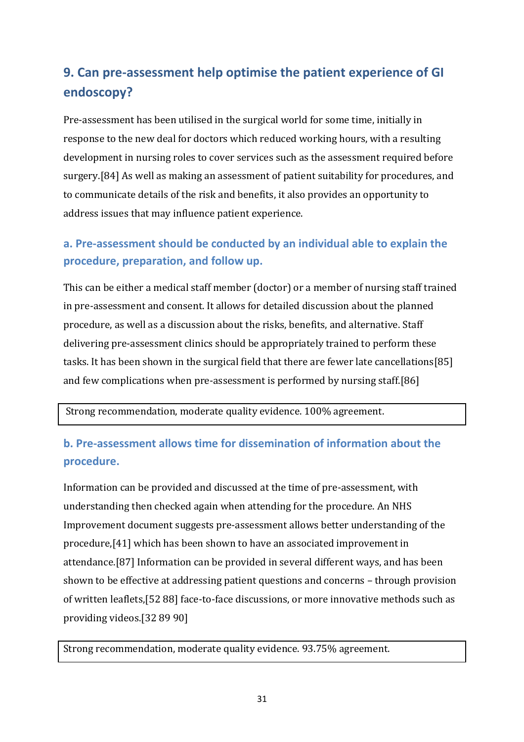## 9. Can pre-assessment help optimise the patient experience of GI endoscopy?

Pre-assessment has been utilised in the surgical world for some time, initially in response to the new deal for doctors which reduced working hours, with a resulting development in nursing roles to cover services such as the assessment required before surgery.[84] As well as making an assessment of patient suitability for procedures, and to communicate details of the risk and benefits, it also provides an opportunity to address issues that may influence patient experience.

### a. Pre-assessment should be conducted by an individual able to explain the procedure, preparation, and follow up.

This can be either a medical staff member (doctor) or a member of nursing staff trained in pre-assessment and consent. It allows for detailed discussion about the planned procedure, as well as a discussion about the risks, benefits, and alternative. Staff delivering pre-assessment clinics should be appropriately trained to perform these tasks. It has been shown in the surgical field that there are fewer late cancellations[85] and few complications when pre-assessment is performed by nursing staff.[86]

Strong recommendation, moderate quality evidence. 100% agreement.

### b. Pre-assessment allows time for dissemination of information about the procedure.

Information can be provided and discussed at the time of pre-assessment, with understanding then checked again when attending for the procedure. An NHS Improvement document suggests pre-assessment allows better understanding of the procedure,[41] which has been shown to have an associated improvement in attendance.[87] Information can be provided in several different ways, and has been shown to be effective at addressing patient questions and concerns – through provision of written leaflets,[52 88] face-to-face discussions, or more innovative methods such as providing videos.[32 89 90]

Strong recommendation, moderate quality evidence. 93.75% agreement.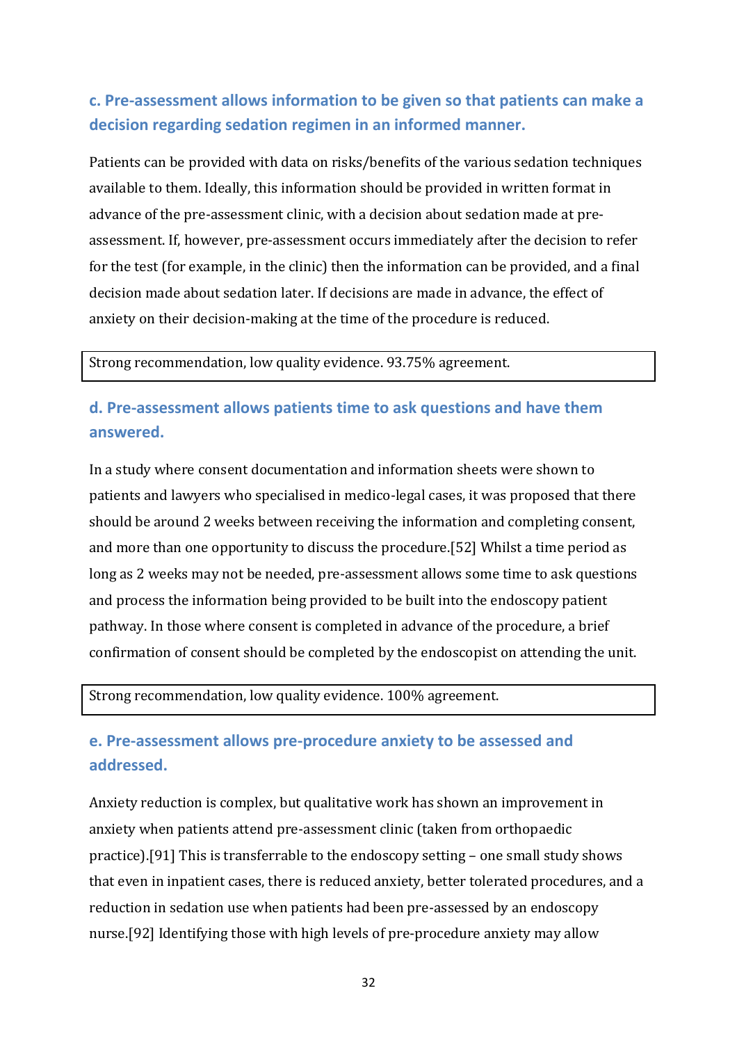### c. Pre-assessment allows information to be given so that patients can make a decision regarding sedation regimen in an informed manner.

Patients can be provided with data on risks/benefits of the various sedation techniques available to them. Ideally, this information should be provided in written format in advance of the pre-assessment clinic, with a decision about sedation made at pre-assessment. If, however, pre-assessment occurs immediately after the decision to refer for the test (for example, in the clinic) then the information can be provided, and a final decision made about sedation later. If decisions are made in advance, the effect of anxiety on their decision-making at the time of the procedure is reduced.

| Strong recommendation, low quality evidence. 93.75% agreement. |
|---|

### d. Pre-assessment allows patients time to ask questions and have them answered.

In a study where consent documentation and information sheets were shown to patients and lawyers who specialised in medico-legal cases, it was proposed that there should be around 2 weeks between receiving the information and completing consent, and more than one opportunity to discuss the procedure.[52] Whilst a time period as long as 2 weeks may not be needed, pre-assessment allows some time to ask questions and process the information being provided to be built into the endoscopy patient pathway. In those where consent is completed in advance of the procedure, a brief confirmation of consent should be completed by the endoscopist on attending the unit.

| Strong recommendation, low quality evidence. 100% agreement. |
|---|

### e. Pre-assessment allows pre-procedure anxiety to be assessed and addressed.

Anxiety reduction is complex, but qualitative work has shown an improvement in anxiety when patients attend pre-assessment clinic (taken from orthopaedic practice).[91] This is transferrable to the endoscopy setting – one small study shows that even in inpatient cases, there is reduced anxiety, better tolerated procedures, and a reduction in sedation use when patients had been pre-assessed by an endoscopy nurse.[92] Identifying those with high levels of pre-procedure anxiety may allow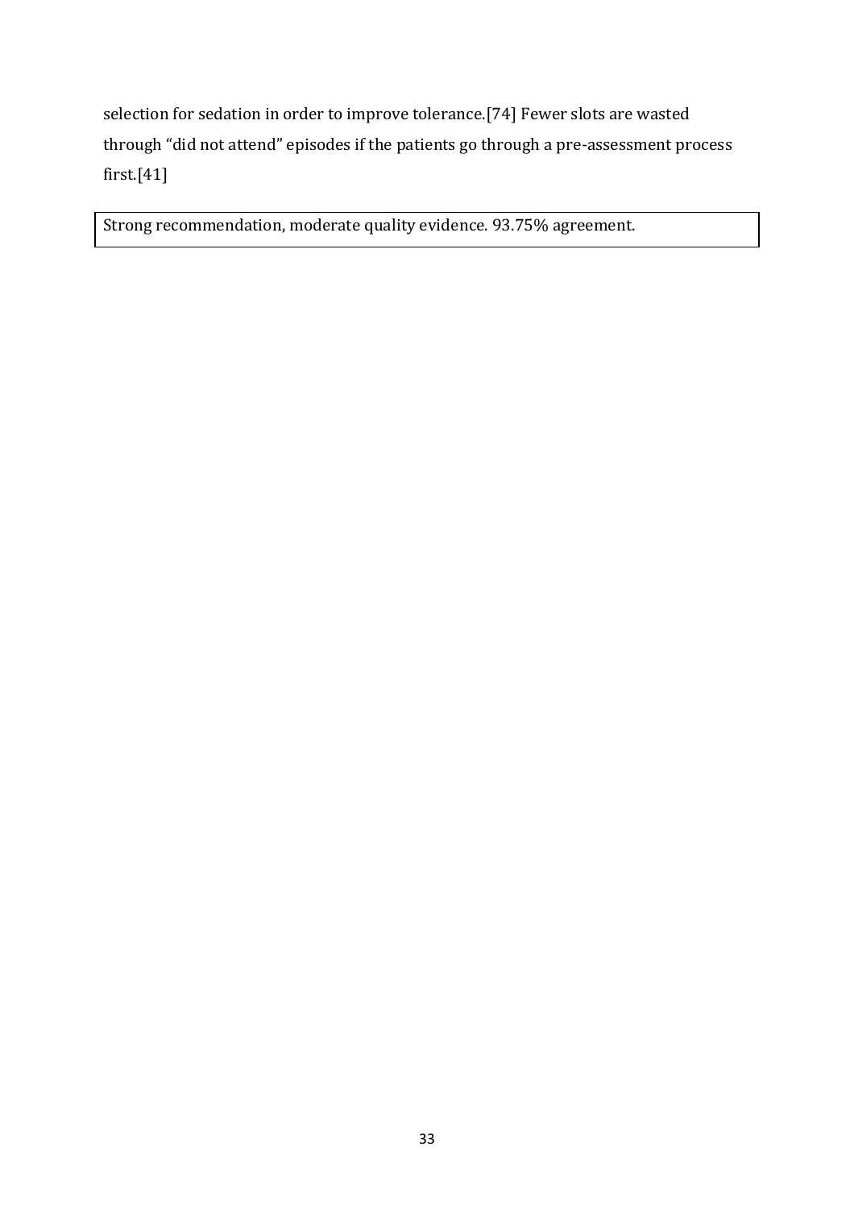selection for sedation in order to improve tolerance.[74] Fewer slots are wasted through "did not attend" episodes if the patients go through a pre-assessment process first.[41]

| Strong recommendation, moderate quality evidence. 93.75% agreement. |
|---|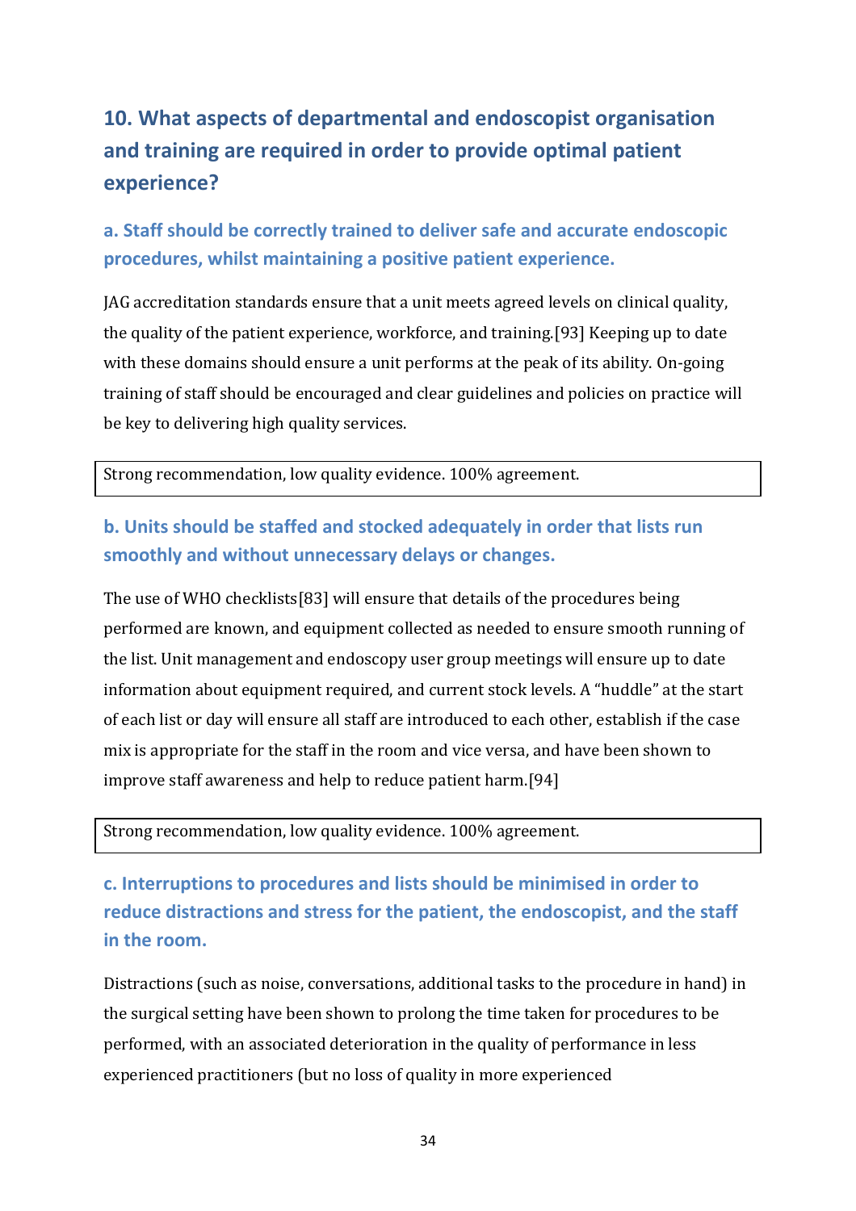## 10. What aspects of departmental and endoscopist organisation and training are required in order to provide optimal patient experience?

### a. Staff should be correctly trained to deliver safe and accurate endoscopic procedures, whilst maintaining a positive patient experience.

JAG accreditation standards ensure that a unit meets agreed levels on clinical quality, the quality of the patient experience, workforce, and training.[93] Keeping up to date with these domains should ensure a unit performs at the peak of its ability. On-going training of staff should be encouraged and clear guidelines and policies on practice will be key to delivering high quality services.

| Strong recommendation, low quality evidence. 100% agreement. |
|---|

### b. Units should be staffed and stocked adequately in order that lists run smoothly and without unnecessary delays or changes.

The use of WHO checklists[83] will ensure that details of the procedures being performed are known, and equipment collected as needed to ensure smooth running of the list. Unit management and endoscopy user group meetings will ensure up to date information about equipment required, and current stock levels. A "huddle" at the start of each list or day will ensure all staff are introduced to each other, establish if the case mix is appropriate for the staff in the room and vice versa, and have been shown to improve staff awareness and help to reduce patient harm.[94]

| Strong recommendation, low quality evidence. 100% agreement. |
|---|

### c. Interruptions to procedures and lists should be minimised in order to reduce distractions and stress for the patient, the endoscopist, and the staff in the room.

Distractions (such as noise, conversations, additional tasks to the procedure in hand) in the surgical setting have been shown to prolong the time taken for procedures to be performed, with an associated deterioration in the quality of performance in less experienced practitioners (but no loss of quality in more experienced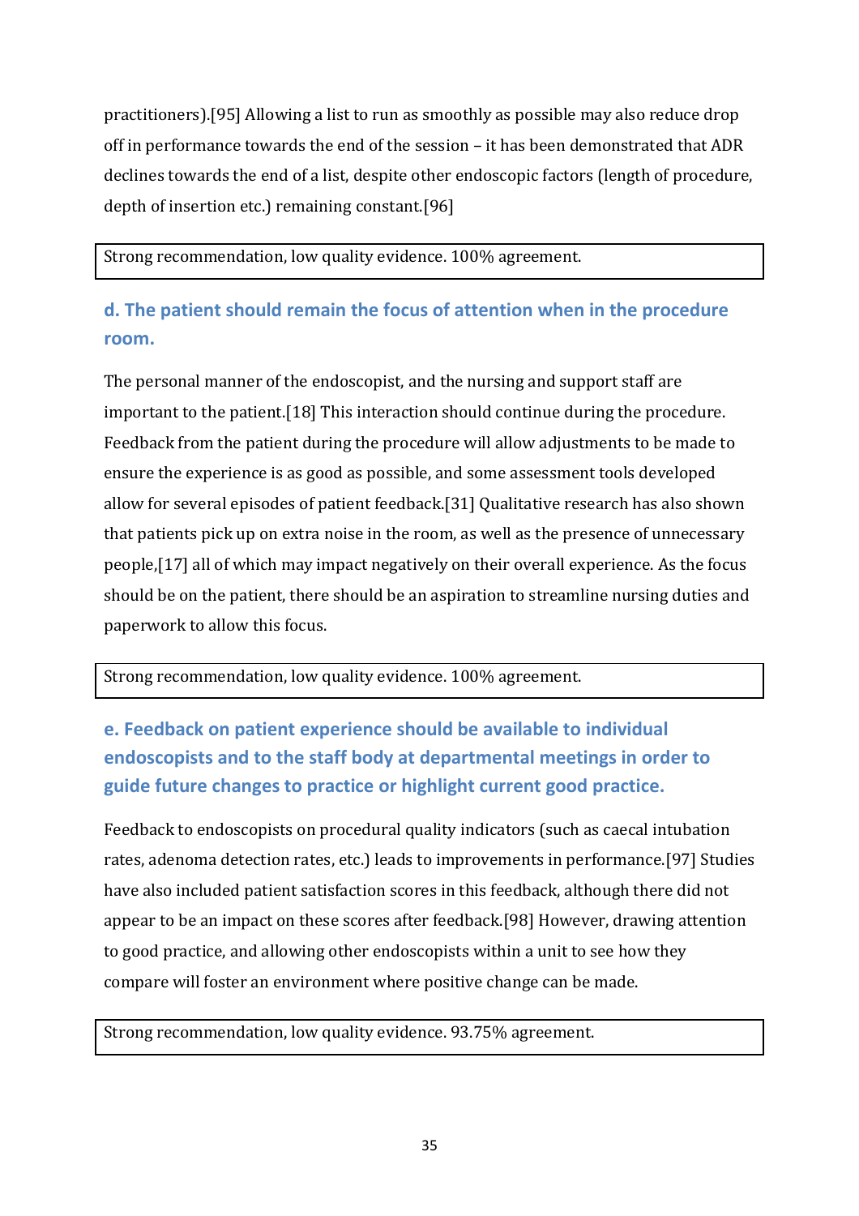practitioners).[95] Allowing a list to run as smoothly as possible may also reduce drop off in performance towards the end of the session – it has been demonstrated that ADR declines towards the end of a list, despite other endoscopic factors (length of procedure, depth of insertion etc.) remaining constant.[96]

Strong recommendation, low quality evidence. 100% agreement.

### d. The patient should remain the focus of attention when in the procedure room.

The personal manner of the endoscopist, and the nursing and support staff are important to the patient.[18] This interaction should continue during the procedure. Feedback from the patient during the procedure will allow adjustments to be made to ensure the experience is as good as possible, and some assessment tools developed allow for several episodes of patient feedback.[31] Qualitative research has also shown that patients pick up on extra noise in the room, as well as the presence of unnecessary people,[17] all of which may impact negatively on their overall experience. As the focus should be on the patient, there should be an aspiration to streamline nursing duties and paperwork to allow this focus.

Strong recommendation, low quality evidence. 100% agreement.

### e. Feedback on patient experience should be available to individual endoscopists and to the staff body at departmental meetings in order to guide future changes to practice or highlight current good practice.

Feedback to endoscopists on procedural quality indicators (such as caecal intubation rates, adenoma detection rates, etc.) leads to improvements in performance.[97] Studies have also included patient satisfaction scores in this feedback, although there did not appear to be an impact on these scores after feedback.[98] However, drawing attention to good practice, and allowing other endoscopists within a unit to see how they compare will foster an environment where positive change can be made.

Strong recommendation, low quality evidence. 93.75% agreement.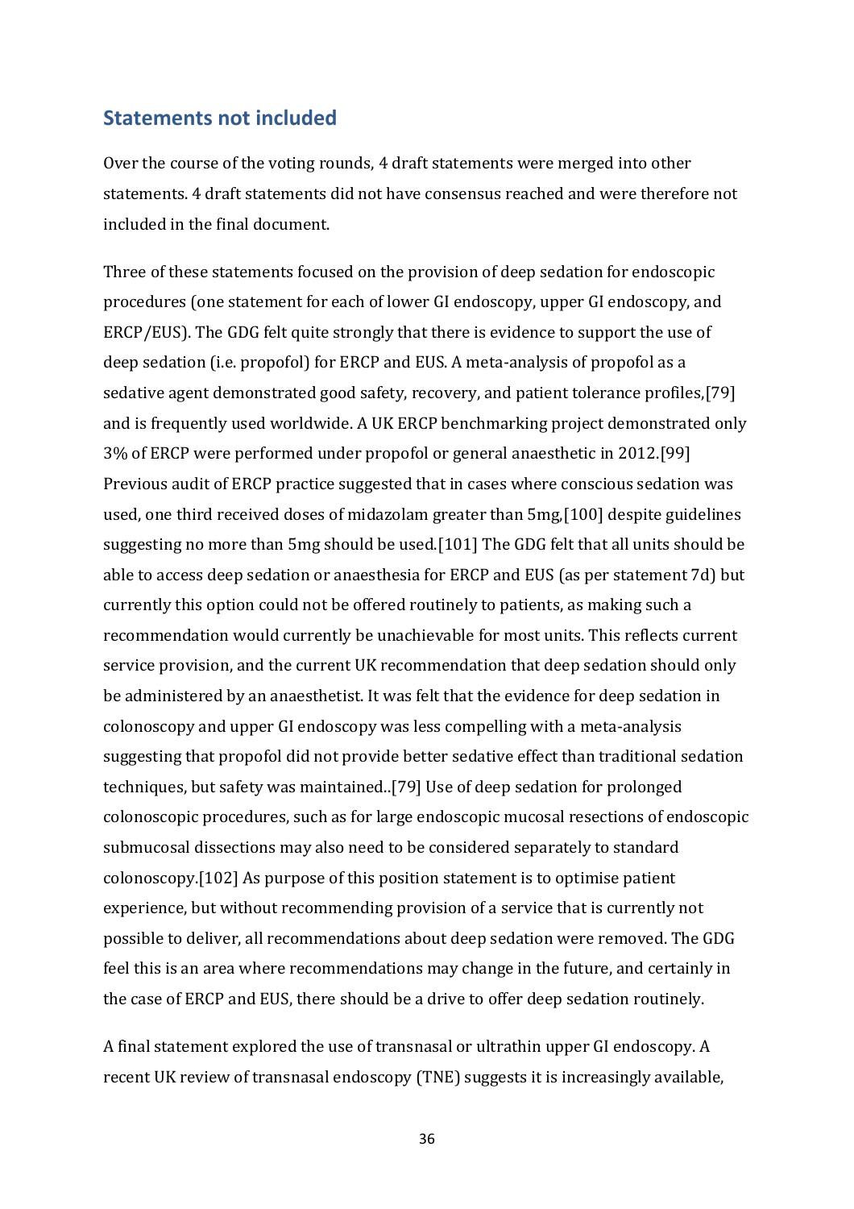## Statements not included

Over the course of the voting rounds, 4 draft statements were merged into other statements. 4 draft statements did not have consensus reached and were therefore not included in the final document.

Three of these statements focused on the provision of deep sedation for endoscopic procedures (one statement for each of lower GI endoscopy, upper GI endoscopy, and ERCP/EUS). The GDG felt quite strongly that there is evidence to support the use of deep sedation (i.e. propofol) for ERCP and EUS. A meta-analysis of propofol as a sedative agent demonstrated good safety, recovery, and patient tolerance profiles,[79] and is frequently used worldwide. A UK ERCP benchmarking project demonstrated only 3% of ERCP were performed under propofol or general anaesthetic in 2012.[99] Previous audit of ERCP practice suggested that in cases where conscious sedation was used, one third received doses of midazolam greater than 5mg,[100] despite guidelines suggesting no more than 5mg should be used.[101] The GDG felt that all units should be able to access deep sedation or anaesthesia for ERCP and EUS (as per statement 7d) but currently this option could not be offered routinely to patients, as making such a recommendation would currently be unachievable for most units. This reflects current service provision, and the current UK recommendation that deep sedation should only be administered by an anaesthetist. It was felt that the evidence for deep sedation in colonoscopy and upper GI endoscopy was less compelling with a meta-analysis suggesting that propofol did not provide better sedative effect than traditional sedation techniques, but safety was maintained..[79] Use of deep sedation for prolonged colonoscopic procedures, such as for large endoscopic mucosal resections of endoscopic submucosal dissections may also need to be considered separately to standard colonoscopy.[102] As purpose of this position statement is to optimise patient experience, but without recommending provision of a service that is currently not possible to deliver, all recommendations about deep sedation were removed. The GDG feel this is an area where recommendations may change in the future, and certainly in the case of ERCP and EUS, there should be a drive to offer deep sedation routinely.

A final statement explored the use of transnasal or ultrathin upper GI endoscopy. A recent UK review of transnasal endoscopy (TNE) suggests it is increasingly available,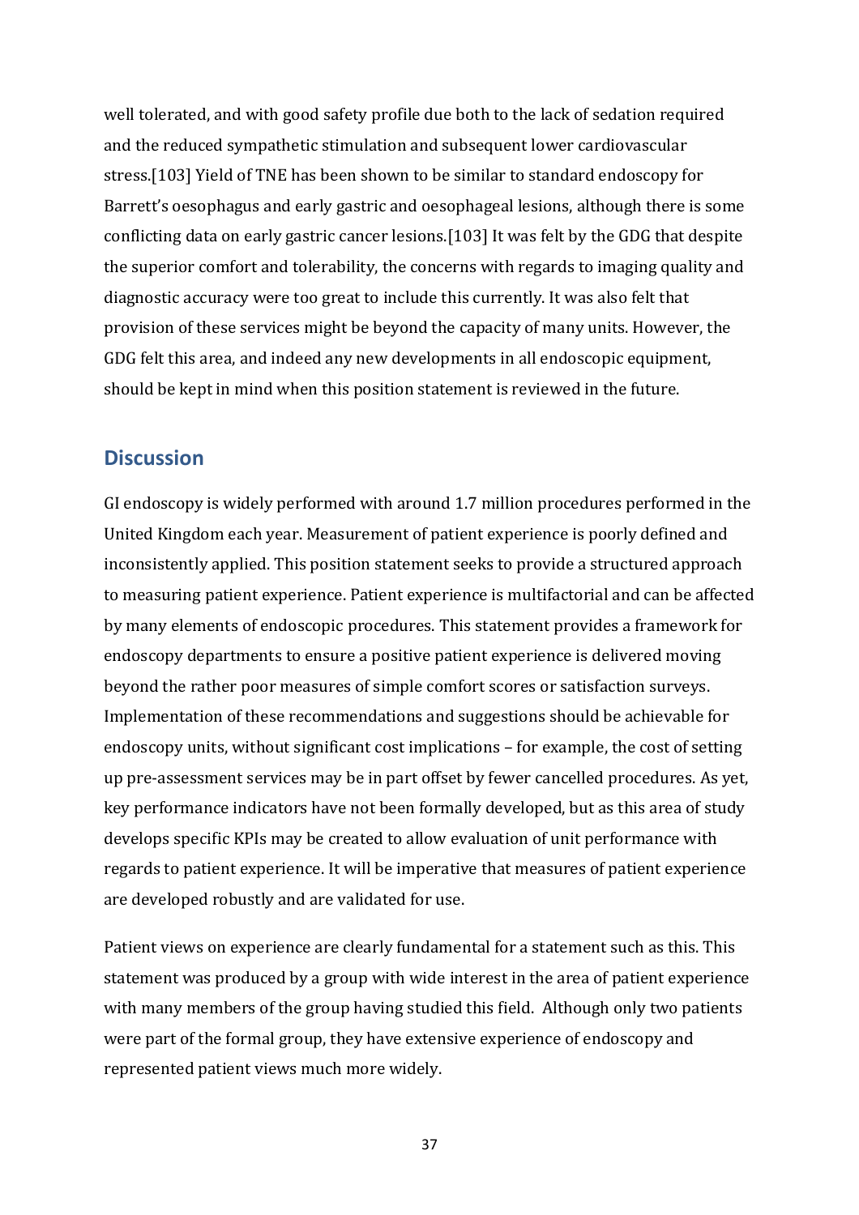well tolerated, and with good safety profile due both to the lack of sedation required and the reduced sympathetic stimulation and subsequent lower cardiovascular stress.[103] Yield of TNE has been shown to be similar to standard endoscopy for Barrett's oesophagus and early gastric and oesophageal lesions, although there is some conflicting data on early gastric cancer lesions.[103] It was felt by the GDG that despite the superior comfort and tolerability, the concerns with regards to imaging quality and diagnostic accuracy were too great to include this currently. It was also felt that provision of these services might be beyond the capacity of many units. However, the GDG felt this area, and indeed any new developments in all endoscopic equipment, should be kept in mind when this position statement is reviewed in the future.

## Discussion

GI endoscopy is widely performed with around 1.7 million procedures performed in the United Kingdom each year. Measurement of patient experience is poorly defined and inconsistently applied. This position statement seeks to provide a structured approach to measuring patient experience. Patient experience is multifactorial and can be affected by many elements of endoscopic procedures. This statement provides a framework for endoscopy departments to ensure a positive patient experience is delivered moving beyond the rather poor measures of simple comfort scores or satisfaction surveys. Implementation of these recommendations and suggestions should be achievable for endoscopy units, without significant cost implications – for example, the cost of setting up pre-assessment services may be in part offset by fewer cancelled procedures. As yet, key performance indicators have not been formally developed, but as this area of study develops specific KPIs may be created to allow evaluation of unit performance with regards to patient experience. It will be imperative that measures of patient experience are developed robustly and are validated for use.

Patient views on experience are clearly fundamental for a statement such as this. This statement was produced by a group with wide interest in the area of patient experience with many members of the group having studied this field. Although only two patients were part of the formal group, they have extensive experience of endoscopy and represented patient views much more widely.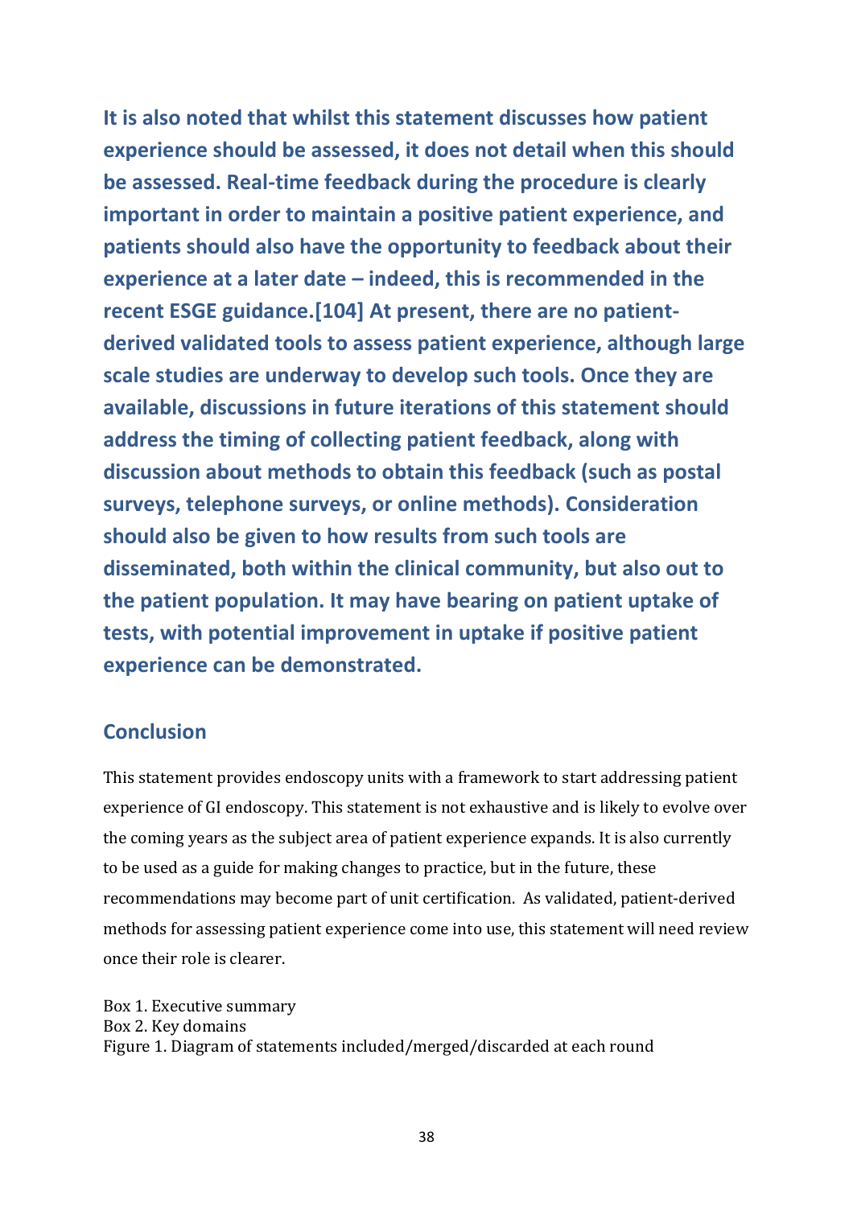**It is also noted that whilst this statement discusses how patient experience should be assessed, it does not detail when this should be assessed. Real-time feedback during the procedure is clearly important in order to maintain a positive patient experience, and patients should also have the opportunity to feedback about their experience at a later date – indeed, this is recommended in the recent ESGE guidance.[104] At present, there are no patient-derived validated tools to assess patient experience, although large scale studies are underway to develop such tools. Once they are available, discussions in future iterations of this statement should address the timing of collecting patient feedback, along with discussion about methods to obtain this feedback (such as postal surveys, telephone surveys, or online methods). Consideration should also be given to how results from such tools are disseminated, both within the clinical community, but also out to the patient population. It may have bearing on patient uptake of tests, with potential improvement in uptake if positive patient experience can be demonstrated.**

## Conclusion

This statement provides endoscopy units with a framework to start addressing patient experience of GI endoscopy. This statement is not exhaustive and is likely to evolve over the coming years as the subject area of patient experience expands. It is also currently to be used as a guide for making changes to practice, but in the future, these recommendations may become part of unit certification. As validated, patient-derived methods for assessing patient experience come into use, this statement will need review once their role is clearer.

Box 1. Executive summary
Box 2. Key domains
Figure 1. Diagram of statements included/merged/discarded at each round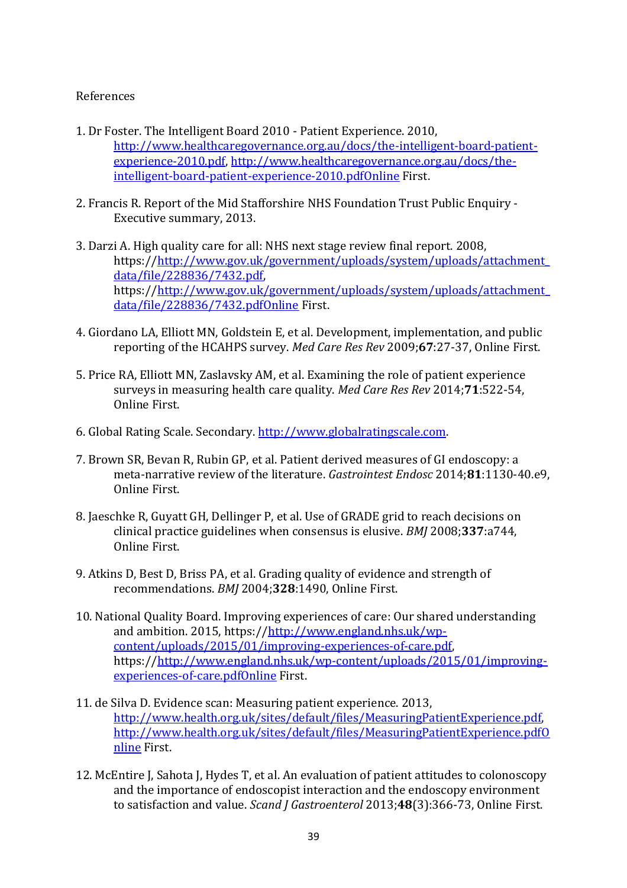References

1. Dr Foster. The Intelligent Board 2010 - Patient Experience. 2010, http://www.healthcaregovernance.org.au/docs/the-intelligent-board-patient-experience-2010.pdf, http://www.healthcaregovernance.org.au/docs/the-intelligent-board-patient-experience-2010.pdfOnline First.

2. Francis R. Report of the Mid Staffordshire NHS Foundation Trust Public Enquiry - Executive summary, 2013.

3. Darzi A. High quality care for all: NHS next stage review final report. 2008, https://http://www.gov.uk/government/uploads/system/uploads/attachment_data/file/228836/7432.pdf, https://http://www.gov.uk/government/uploads/system/uploads/attachment_data/file/228836/7432.pdfOnline First.

4. Giordano LA, Elliott MN, Goldstein E, et al. Development, implementation, and public reporting of the HCAHPS survey. *Med Care Res Rev* 2009;**67**:27-37, Online First.

5. Price RA, Elliott MN, Zaslavsky AM, et al. Examining the role of patient experience surveys in measuring health care quality. *Med Care Res Rev* 2014;**71**:522-54, Online First.

6. Global Rating Scale. Secondary. http://www.globalratingscale.com.

7. Brown SR, Bevan R, Rubin GP, et al. Patient derived measures of GI endoscopy: a meta-narrative review of the literature. *Gastrointest Endosc* 2014;**81**:1130-40.e9, Online First.

8. Jaeschke R, Guyatt GH, Dellinger P, et al. Use of GRADE grid to reach decisions on clinical practice guidelines when consensus is elusive. *BMJ* 2008;**337**:a744, Online First.

9. Atkins D, Best D, Briss PA, et al. Grading quality of evidence and strength of recommendations. *BMJ* 2004;**328**:1490, Online First.

10. National Quality Board. Improving experiences of care: Our shared understanding and ambition. 2015, https://http://www.england.nhs.uk/wp-content/uploads/2015/01/improving-experiences-of-care.pdf, https://http://www.england.nhs.uk/wp-content/uploads/2015/01/improving-experiences-of-care.pdfOnline First.

11. de Silva D. Evidence scan: Measuring patient experience. 2013, http://www.health.org.uk/sites/default/files/MeasuringPatientExperience.pdf, http://www.health.org.uk/sites/default/files/MeasuringPatientExperience.pdfOnline First.

12. McEntire J, Sahota J, Hydes T, et al. An evaluation of patient attitudes to colonoscopy and the importance of endoscopist interaction and the endoscopy environment to satisfaction and value. *Scand J Gastroenterol* 2013;**48**(3):366-73, Online First.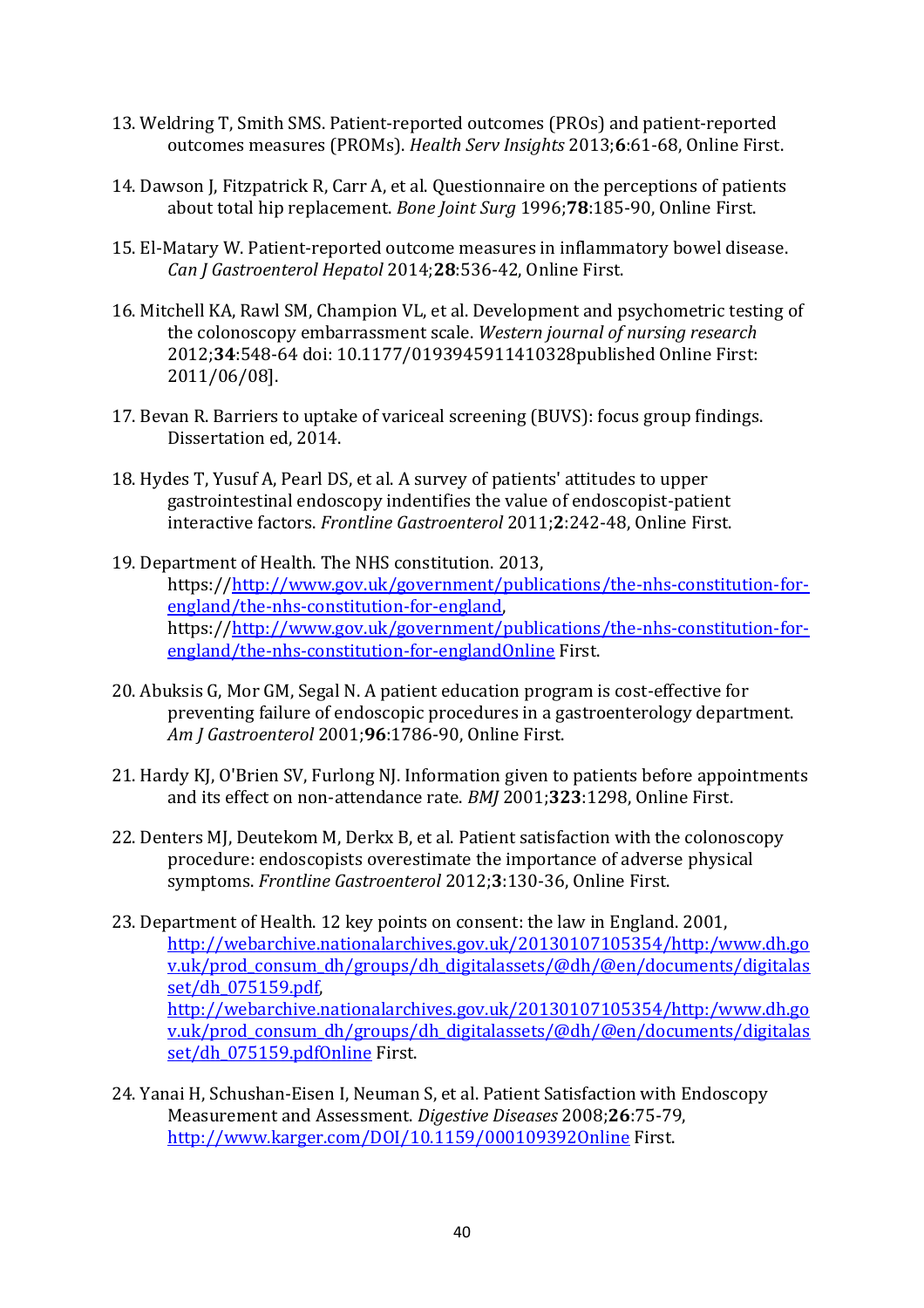13. Weldring T, Smith SMS. Patient-reported outcomes (PROs) and patient-reported outcomes measures (PROMs). *Health Serv Insights* 2013;**6**:61-68, Online First.

14. Dawson J, Fitzpatrick R, Carr A, et al. Questionnaire on the perceptions of patients about total hip replacement. *Bone Joint Surg* 1996;**78**:185-90, Online First.

15. El-Matary W. Patient-reported outcome measures in inflammatory bowel disease. *Can J Gastroenterol Hepatol* 2014;**28**:536-42, Online First.

16. Mitchell KA, Rawl SM, Champion VL, et al. Development and psychometric testing of the colonoscopy embarrassment scale. *Western journal of nursing research* 2012;**34**:548-64 doi: 10.1177/0193945911410328published Online First: 2011/06/08].

17. Bevan R. Barriers to uptake of variceal screening (BUVS): focus group findings. Dissertation ed, 2014.

18. Hydes T, Yusuf A, Pearl DS, et al. A survey of patients' attitudes to upper gastrointestinal endoscopy indentifies the value of endoscopist-patient interactive factors. *Frontline Gastroenterol* 2011;**2**:242-48, Online First.

19. Department of Health. The NHS constitution. 2013, https://http://www.gov.uk/government/publications/the-nhs-constitution-for-england/the-nhs-constitution-for-england, https://http://www.gov.uk/government/publications/the-nhs-constitution-for-england/the-nhs-constitution-for-englandOnline First.

20. Abuksis G, Mor GM, Segal N. A patient education program is cost-effective for preventing failure of endoscopic procedures in a gastroenterology department. *Am J Gastroenterol* 2001;**96**:1786-90, Online First.

21. Hardy KJ, O'Brien SV, Furlong NJ. Information given to patients before appointments and its effect on non-attendance rate. *BMJ* 2001;**323**:1298, Online First.

22. Denters MJ, Deutekom M, Derkx B, et al. Patient satisfaction with the colonoscopy procedure: endoscopists overestimate the importance of adverse physical symptoms. *Frontline Gastroenterol* 2012;**3**:130-36, Online First.

23. Department of Health. 12 key points on consent: the law in England. 2001, http://webarchive.nationalarchives.gov.uk/20130107105354/http:/www.dh.gov.uk/prod_consum_dh/groups/dh_digitalassets/@dh/@en/documents/digitalasset/dh_075159.pdf, http://webarchive.nationalarchives.gov.uk/20130107105354/http:/www.dh.gov.uk/prod_consum_dh/groups/dh_digitalassets/@dh/@en/documents/digitalasset/dh_075159.pdfOnline First.

24. Yanai H, Schushan-Eisen I, Neuman S, et al. Patient Satisfaction with Endoscopy Measurement and Assessment. *Digestive Diseases* 2008;**26**:75-79, http://www.karger.com/DOI/10.1159/000109392Online First.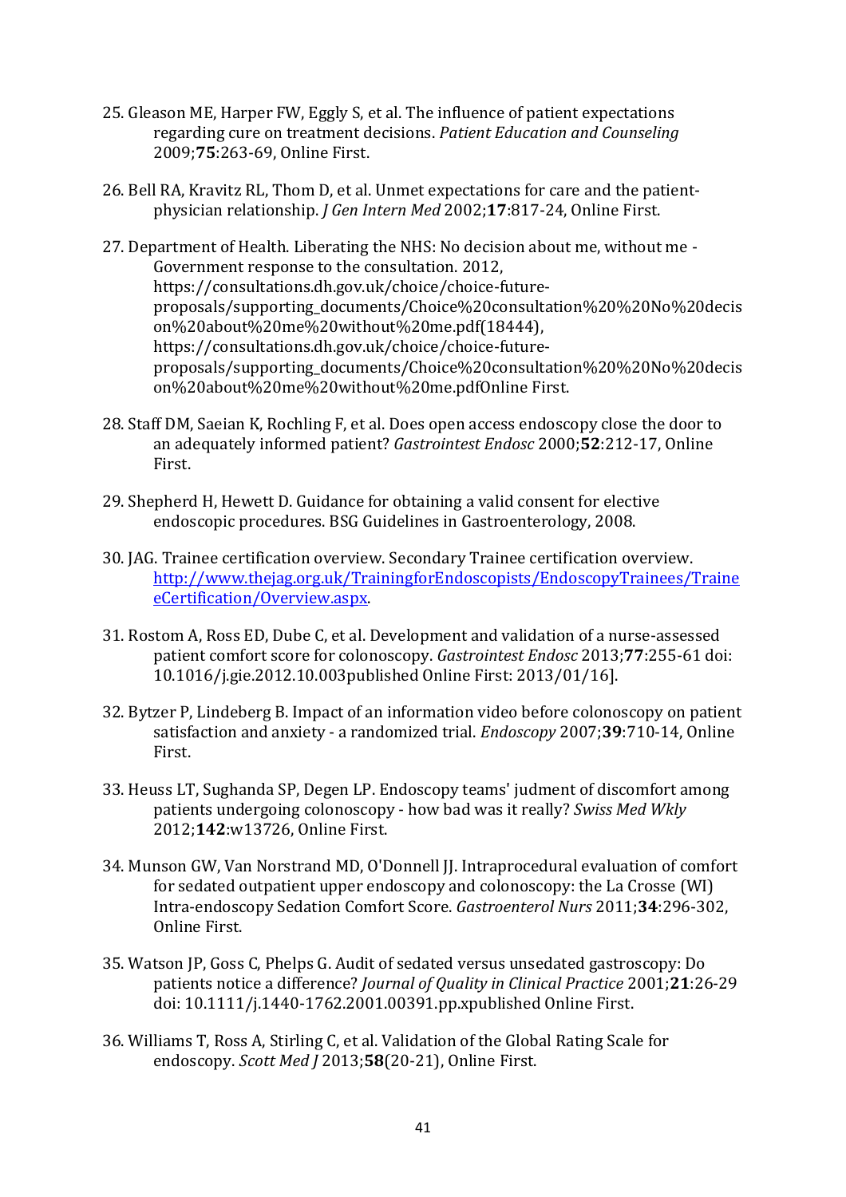25. Gleason ME, Harper FW, Eggly S, et al. The influence of patient expectations regarding cure on treatment decisions. *Patient Education and Counseling* 2009;**75**:263-69, Online First.

26. Bell RA, Kravitz RL, Thom D, et al. Unmet expectations for care and the patient-physician relationship. *J Gen Intern Med* 2002;**17**:817-24, Online First.

27. Department of Health. Liberating the NHS: No decision about me, without me - Government response to the consultation. 2012, https://consultations.dh.gov.uk/choice/choice-future-proposals/supporting_documents/Choice%20consultation%20%20No%20decison%20about%20me%20without%20me.pdf(18444), https://consultations.dh.gov.uk/choice/choice-future-proposals/supporting_documents/Choice%20consultation%20%20No%20decison%20about%20me%20without%20me.pdfOnline First.

28. Staff DM, Saeian K, Rochling F, et al. Does open access endoscopy close the door to an adequately informed patient? *Gastrointest Endosc* 2000;**52**:212-17, Online First.

29. Shepherd H, Hewett D. Guidance for obtaining a valid consent for elective endoscopic procedures. BSG Guidelines in Gastroenterology, 2008.

30. JAG. Trainee certification overview. Secondary Trainee certification overview. [http://www.thejag.org.uk/TrainingforEndoscopists/EndoscopyTrainees/TraineeCertification/Overview.aspx](http://www.thejag.org.uk/TrainingforEndoscopists/EndoscopyTrainees/TraineeCertification/Overview.aspx).

31. Rostom A, Ross ED, Dube C, et al. Development and validation of a nurse-assessed patient comfort score for colonoscopy. *Gastrointest Endosc* 2013;**77**:255-61 doi: 10.1016/j.gie.2012.10.003published Online First: 2013/01/16].

32. Bytzer P, Lindeberg B. Impact of an information video before colonoscopy on patient satisfaction and anxiety - a randomized trial. *Endoscopy* 2007;**39**:710-14, Online First.

33. Heuss LT, Sughanda SP, Degen LP. Endoscopy teams' judment of discomfort among patients undergoing colonoscopy - how bad was it really? *Swiss Med Wkly* 2012;**142**:w13726, Online First.

34. Munson GW, Van Norstrand MD, O'Donnell JJ. Intraprocedural evaluation of comfort for sedated outpatient upper endoscopy and colonoscopy: the La Crosse (WI) Intra-endoscopy Sedation Comfort Score. *Gastroenterol Nurs* 2011;**34**:296-302, Online First.

35. Watson JP, Goss C, Phelps G. Audit of sedated versus unsedated gastroscopy: Do patients notice a difference? *Journal of Quality in Clinical Practice* 2001;**21**:26-29 doi: 10.1111/j.1440-1762.2001.00391.pp.xpublished Online First.

36. Williams T, Ross A, Stirling C, et al. Validation of the Global Rating Scale for endoscopy. *Scott Med J* 2013;**58**(20-21), Online First.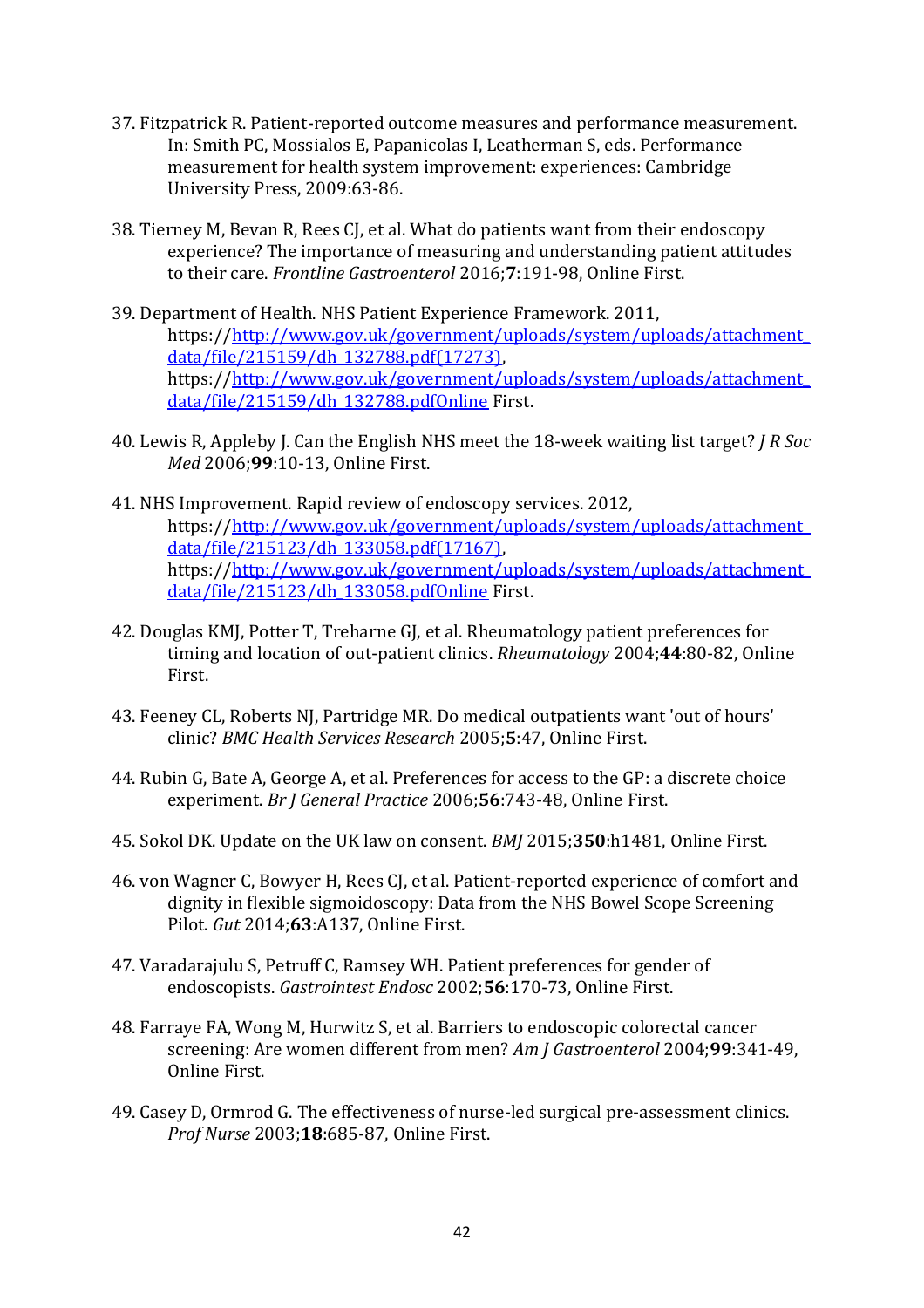37. Fitzpatrick R. Patient-reported outcome measures and performance measurement. In: Smith PC, Mossialos E, Papanicolas I, Leatherman S, eds. Performance measurement for health system improvement: experiences: Cambridge University Press, 2009:63-86.

38. Tierney M, Bevan R, Rees CJ, et al. What do patients want from their endoscopy experience? The importance of measuring and understanding patient attitudes to their care. *Frontline Gastroenterol* 2016;**7**:191-98, Online First.

39. Department of Health. NHS Patient Experience Framework. 2011, https://http://www.gov.uk/government/uploads/system/uploads/attachment_data/file/215159/dh_132788.pdf(17273), https://http://www.gov.uk/government/uploads/system/uploads/attachment_data/file/215159/dh_132788.pdfOnline First.

40. Lewis R, Appleby J. Can the English NHS meet the 18-week waiting list target? *J R Soc Med* 2006;**99**:10-13, Online First.

41. NHS Improvement. Rapid review of endoscopy services. 2012, https://http://www.gov.uk/government/uploads/system/uploads/attachment_data/file/215123/dh_133058.pdf(17167), https://http://www.gov.uk/government/uploads/system/uploads/attachment_data/file/215123/dh_133058.pdfOnline First.

42. Douglas KMJ, Potter T, Treharne GJ, et al. Rheumatology patient preferences for timing and location of out-patient clinics. *Rheumatology* 2004;**44**:80-82, Online First.

43. Feeney CL, Roberts NJ, Partridge MR. Do medical outpatients want 'out of hours' clinic? *BMC Health Services Research* 2005;**5**:47, Online First.

44. Rubin G, Bate A, George A, et al. Preferences for access to the GP: a discrete choice experiment. *Br J General Practice* 2006;**56**:743-48, Online First.

45. Sokol DK. Update on the UK law on consent. *BMJ* 2015;**350**:h1481, Online First.

46. von Wagner C, Bowyer H, Rees CJ, et al. Patient-reported experience of comfort and dignity in flexible sigmoidoscopy: Data from the NHS Bowel Scope Screening Pilot. *Gut* 2014;**63**:A137, Online First.

47. Varadarajulu S, Petruff C, Ramsey WH. Patient preferences for gender of endoscopists. *Gastrointest Endosc* 2002;**56**:170-73, Online First.

48. Farraye FA, Wong M, Hurwitz S, et al. Barriers to endoscopic colorectal cancer screening: Are women different from men? *Am J Gastroenterol* 2004;**99**:341-49, Online First.

49. Casey D, Ormrod G. The effectiveness of nurse-led surgical pre-assessment clinics. *Prof Nurse* 2003;**18**:685-87, Online First.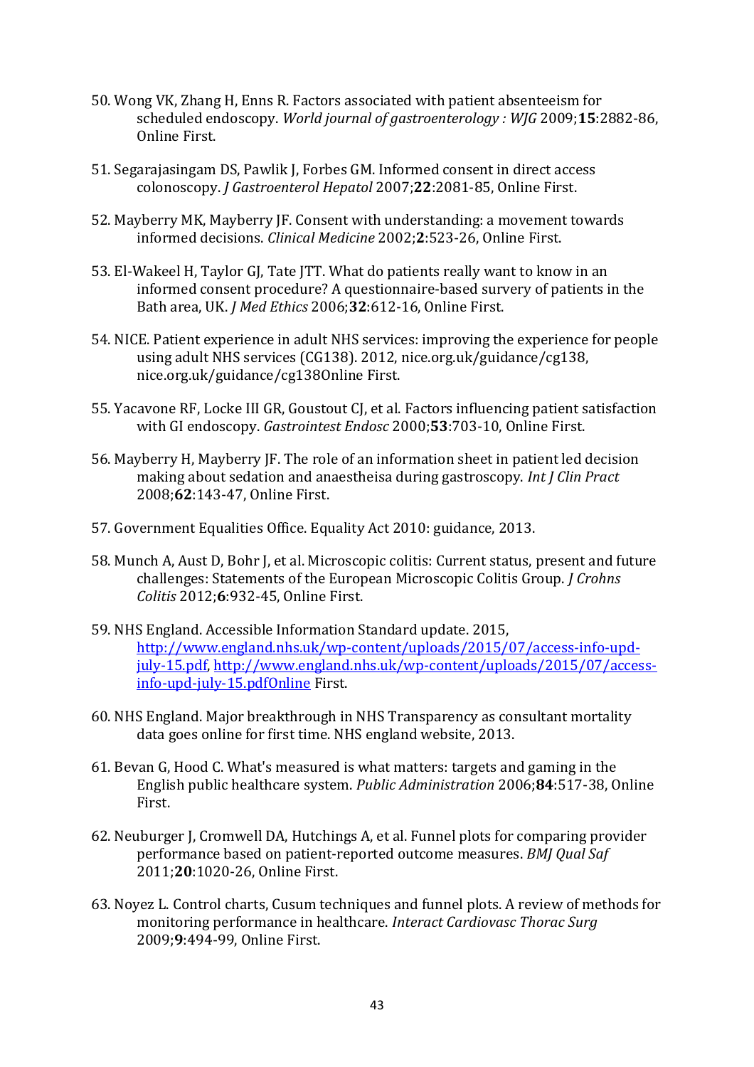50. Wong VK, Zhang H, Enns R. Factors associated with patient absenteeism for scheduled endoscopy. *World journal of gastroenterology : WJG* 2009;**15**:2882-86, Online First.

51. Segarajasingam DS, Pawlik J, Forbes GM. Informed consent in direct access colonoscopy. *J Gastroenterol Hepatol* 2007;**22**:2081-85, Online First.

52. Mayberry MK, Mayberry JF. Consent with understanding: a movement towards informed decisions. *Clinical Medicine* 2002;**2**:523-26, Online First.

53. El-Wakeel H, Taylor GJ, Tate JTT. What do patients really want to know in an informed consent procedure? A questionnaire-based survery of patients in the Bath area, UK. *J Med Ethics* 2006;**32**:612-16, Online First.

54. NICE. Patient experience in adult NHS services: improving the experience for people using adult NHS services (CG138). 2012, nice.org.uk/guidance/cg138, nice.org.uk/guidance/cg138Online First.

55. Yacavone RF, Locke III GR, Goustout CJ, et al. Factors influencing patient satisfaction with GI endoscopy. *Gastrointest Endosc* 2000;**53**:703-10, Online First.

56. Mayberry H, Mayberry JF. The role of an information sheet in patient led decision making about sedation and anaestheisa during gastroscopy. *Int J Clin Pract* 2008;**62**:143-47, Online First.

57. Government Equalities Office. Equality Act 2010: guidance, 2013.

58. Munch A, Aust D, Bohr J, et al. Microscopic colitis: Current status, present and future challenges: Statements of the European Microscopic Colitis Group. *J Crohns Colitis* 2012;**6**:932-45, Online First.

59. NHS England. Accessible Information Standard update. 2015, http://www.england.nhs.uk/wp-content/uploads/2015/07/access-info-upd-july-15.pdf, http://www.england.nhs.uk/wp-content/uploads/2015/07/access-info-upd-july-15.pdfOnline First.

60. NHS England. Major breakthrough in NHS Transparency as consultant mortality data goes online for first time. NHS england website, 2013.

61. Bevan G, Hood C. What's measured is what matters: targets and gaming in the English public healthcare system. *Public Administration* 2006;**84**:517-38, Online First.

62. Neuburger J, Cromwell DA, Hutchings A, et al. Funnel plots for comparing provider performance based on patient-reported outcome measures. *BMJ Qual Saf* 2011;**20**:1020-26, Online First.

63. Noyez L. Control charts, Cusum techniques and funnel plots. A review of methods for monitoring performance in healthcare. *Interact Cardiovasc Thorac Surg* 2009;**9**:494-99, Online First.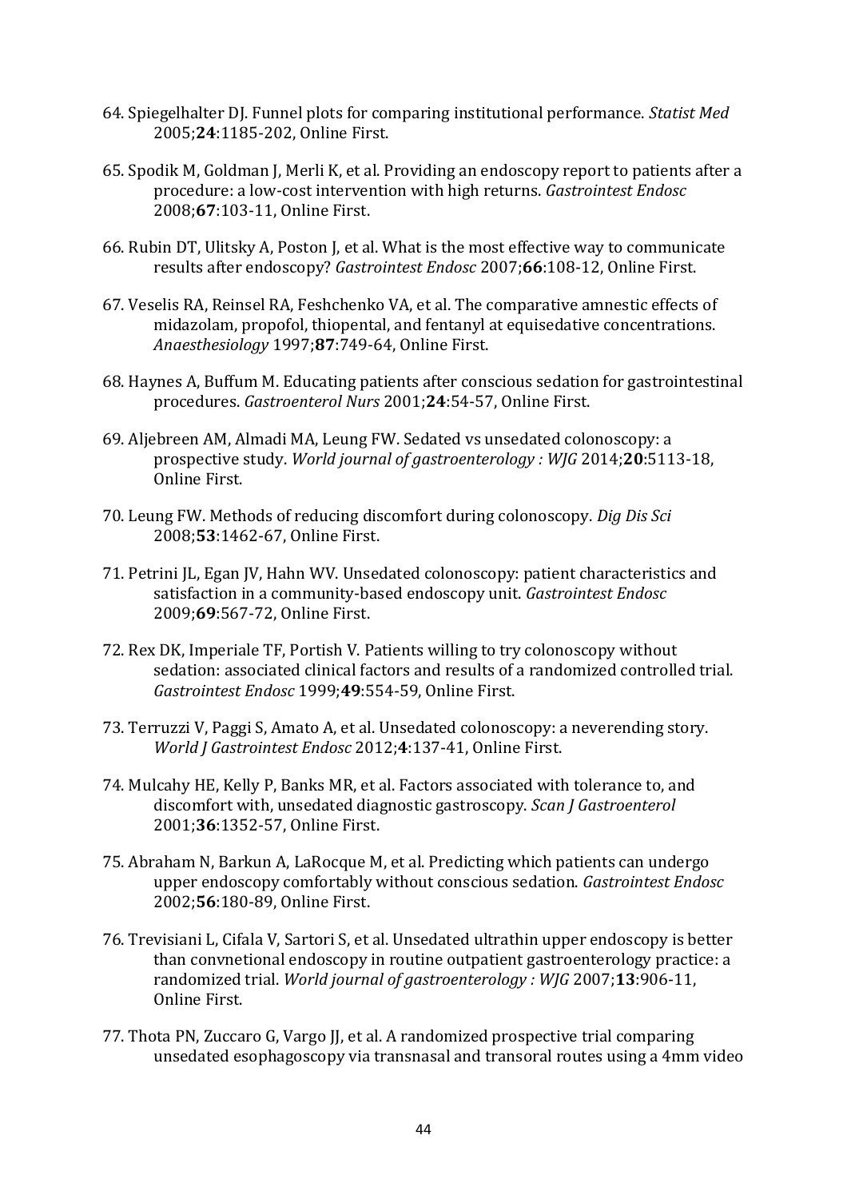64. Spiegelhalter DJ. Funnel plots for comparing institutional performance. *Statist Med* 2005;**24**:1185-202, Online First.

65. Spodik M, Goldman J, Merli K, et al. Providing an endoscopy report to patients after a procedure: a low-cost intervention with high returns. *Gastrointest Endosc* 2008;**67**:103-11, Online First.

66. Rubin DT, Ulitsky A, Poston J, et al. What is the most effective way to communicate results after endoscopy? *Gastrointest Endosc* 2007;**66**:108-12, Online First.

67. Veselis RA, Reinsel RA, Feshchenko VA, et al. The comparative amnestic effects of midazolam, propofol, thiopental, and fentanyl at equisedative concentrations. *Anaesthesiology* 1997;**87**:749-64, Online First.

68. Haynes A, Buffum M. Educating patients after conscious sedation for gastrointestinal procedures. *Gastroenterol Nurs* 2001;**24**:54-57, Online First.

69. Aljebreen AM, Almadi MA, Leung FW. Sedated vs unsedated colonoscopy: a prospective study. *World journal of gastroenterology : WJG* 2014;**20**:5113-18, Online First.

70. Leung FW. Methods of reducing discomfort during colonoscopy. *Dig Dis Sci* 2008;**53**:1462-67, Online First.

71. Petrini JL, Egan JV, Hahn WV. Unsedated colonoscopy: patient characteristics and satisfaction in a community-based endoscopy unit. *Gastrointest Endosc* 2009;**69**:567-72, Online First.

72. Rex DK, Imperiale TF, Portish V. Patients willing to try colonoscopy without sedation: associated clinical factors and results of a randomized controlled trial. *Gastrointest Endosc* 1999;**49**:554-59, Online First.

73. Terruzzi V, Paggi S, Amato A, et al. Unsedated colonoscopy: a neverending story. *World J Gastrointest Endosc* 2012;**4**:137-41, Online First.

74. Mulcahy HE, Kelly P, Banks MR, et al. Factors associated with tolerance to, and discomfort with, unsedated diagnostic gastroscopy. *Scan J Gastroenterol* 2001;**36**:1352-57, Online First.

75. Abraham N, Barkun A, LaRocque M, et al. Predicting which patients can undergo upper endoscopy comfortably without conscious sedation. *Gastrointest Endosc* 2002;**56**:180-89, Online First.

76. Trevisiani L, Cifala V, Sartori S, et al. Unsedated ultrathin upper endoscopy is better than convnetional endoscopy in routine outpatient gastroenterology practice: a randomized trial. *World journal of gastroenterology : WJG* 2007;**13**:906-11, Online First.

77. Thota PN, Zuccaro G, Vargo JJ, et al. A randomized prospective trial comparing unsedated esophagoscopy via transnasal and transoral routes using a 4mm video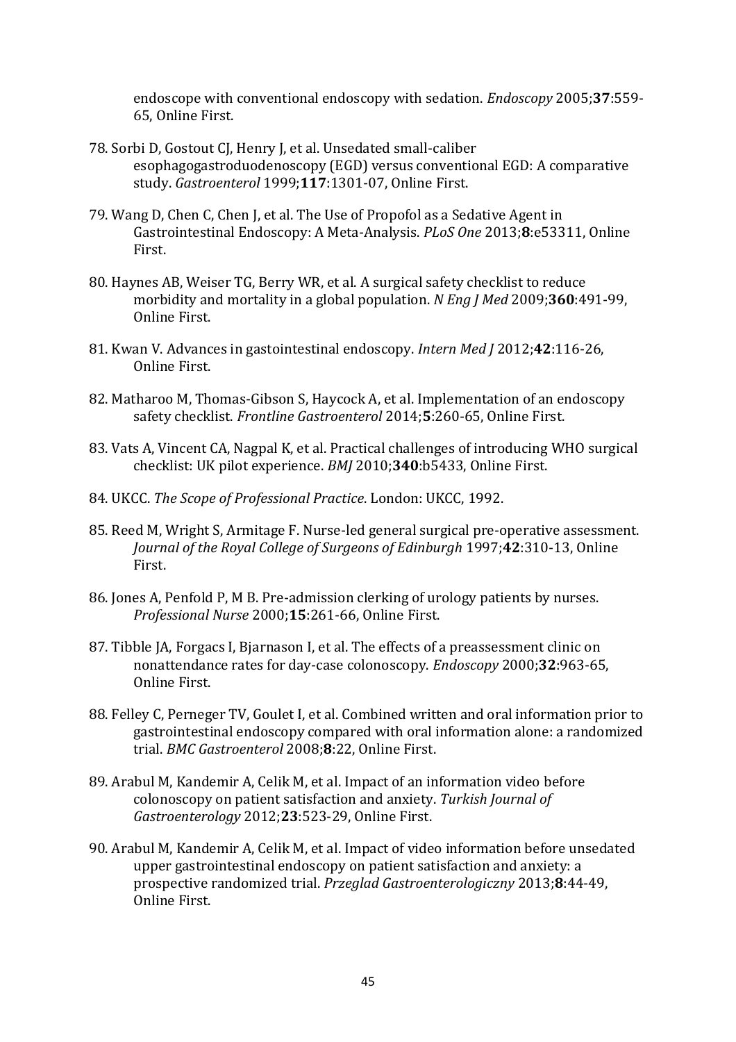endoscope with conventional endoscopy with sedation. *Endoscopy* 2005;**37**:559-65, Online First.

78. Sorbi D, Gostout CJ, Henry J, et al. Unsedated small-caliber esophagogastroduodenoscopy (EGD) versus conventional EGD: A comparative study. *Gastroenterol* 1999;**117**:1301-07, Online First.

79. Wang D, Chen C, Chen J, et al. The Use of Propofol as a Sedative Agent in Gastrointestinal Endoscopy: A Meta-Analysis. *PLoS One* 2013;**8**:e53311, Online First.

80. Haynes AB, Weiser TG, Berry WR, et al. A surgical safety checklist to reduce morbidity and mortality in a global population. *N Eng J Med* 2009;**360**:491-99, Online First.

81. Kwan V. Advances in gastointestinal endoscopy. *Intern Med J* 2012;**42**:116-26, Online First.

82. Matharoo M, Thomas-Gibson S, Haycock A, et al. Implementation of an endoscopy safety checklist. *Frontline Gastroenterol* 2014;**5**:260-65, Online First.

83. Vats A, Vincent CA, Nagpal K, et al. Practical challenges of introducing WHO surgical checklist: UK pilot experience. *BMJ* 2010;**340**:b5433, Online First.

84. UKCC. *The Scope of Professional Practice*. London: UKCC, 1992.

85. Reed M, Wright S, Armitage F. Nurse-led general surgical pre-operative assessment. *Journal of the Royal College of Surgeons of Edinburgh* 1997;**42**:310-13, Online First.

86. Jones A, Penfold P, M B. Pre-admission clerking of urology patients by nurses. *Professional Nurse* 2000;**15**:261-66, Online First.

87. Tibble JA, Forgacs I, Bjarnason I, et al. The effects of a preassessment clinic on nonattendance rates for day-case colonoscopy. *Endoscopy* 2000;**32**:963-65, Online First.

88. Felley C, Perneger TV, Goulet I, et al. Combined written and oral information prior to gastrointestinal endoscopy compared with oral information alone: a randomized trial. *BMC Gastroenterol* 2008;**8**:22, Online First.

89. Arabul M, Kandemir A, Celik M, et al. Impact of an information video before colonoscopy on patient satisfaction and anxiety. *Turkish Journal of Gastroenterology* 2012;**23**:523-29, Online First.

90. Arabul M, Kandemir A, Celik M, et al. Impact of video information before unsedated upper gastrointestinal endoscopy on patient satisfaction and anxiety: a prospective randomized trial. *Przeglad Gastroenterologiczny* 2013;**8**:44-49, Online First.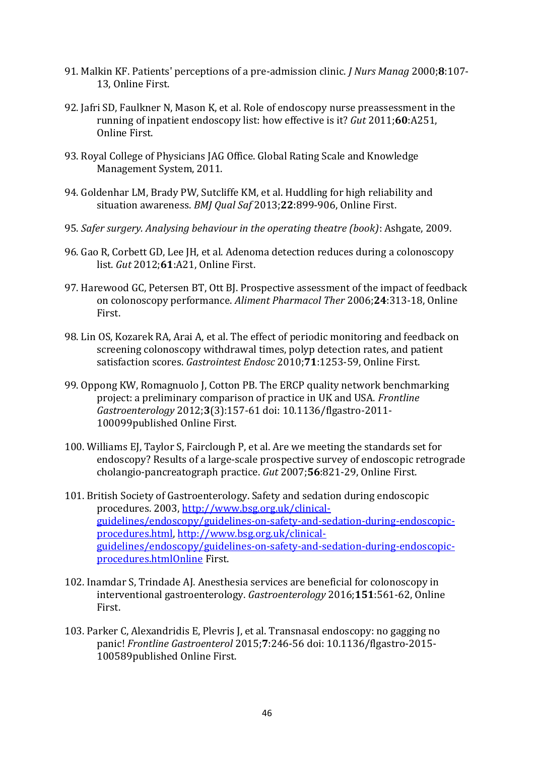91. Malkin KF. Patients' perceptions of a pre-admission clinic. *J Nurs Manag* 2000;**8**:107-13, Online First.

92. Jafri SD, Faulkner N, Mason K, et al. Role of endoscopy nurse preassessment in the running of inpatient endoscopy list: how effective is it? *Gut* 2011;**60**:A251, Online First.

93. Royal College of Physicians JAG Office. Global Rating Scale and Knowledge Management System, 2011.

94. Goldenhar LM, Brady PW, Sutcliffe KM, et al. Huddling for high reliability and situation awareness. *BMJ Qual Saf* 2013;**22**:899-906, Online First.

95. *Safer surgery. Analysing behaviour in the operating theatre (book)*: Ashgate, 2009.

96. Gao R, Corbett GD, Lee JH, et al. Adenoma detection reduces during a colonoscopy list. *Gut* 2012;**61**:A21, Online First.

97. Harewood GC, Petersen BT, Ott BJ. Prospective assessment of the impact of feedback on colonoscopy performance. *Aliment Pharmacol Ther* 2006;**24**:313-18, Online First.

98. Lin OS, Kozarek RA, Arai A, et al. The effect of periodic monitoring and feedback on screening colonoscopy withdrawal times, polyp detection rates, and patient satisfaction scores. *Gastrointest Endosc* 2010;**71**:1253-59, Online First.

99. Oppong KW, Romagnuolo J, Cotton PB. The ERCP quality network benchmarking project: a preliminary comparison of practice in UK and USA. *Frontline Gastroenterology* 2012;**3**(3):157-61 doi: 10.1136/flgastro-2011-100099published Online First.

100. Williams EJ, Taylor S, Fairclough P, et al. Are we meeting the standards set for endoscopy? Results of a large-scale prospective survey of endoscopic retrograde cholangio-pancreatograph practice. *Gut* 2007;**56**:821-29, Online First.

101. British Society of Gastroenterology. Safety and sedation during endoscopic procedures. 2003, [http://www.bsg.org.uk/clinical-guidelines/endoscopy/guidelines-on-safety-and-sedation-during-endoscopic-procedures.html](http://www.bsg.org.uk/clinical-guidelines/endoscopy/guidelines-on-safety-and-sedation-during-endoscopic-procedures.html), [http://www.bsg.org.uk/clinical-guidelines/endoscopy/guidelines-on-safety-and-sedation-during-endoscopic-procedures.htmlOnline](http://www.bsg.org.uk/clinical-guidelines/endoscopy/guidelines-on-safety-and-sedation-during-endoscopic-procedures.htmlOnline) First.

102. Inamdar S, Trindade AJ. Anesthesia services are beneficial for colonoscopy in interventional gastroenterology. *Gastroenterology* 2016;**151**:561-62, Online First.

103. Parker C, Alexandridis E, Plevris J, et al. Transnasal endoscopy: no gagging no panic! *Frontline Gastroenterol* 2015;**7**:246-56 doi: 10.1136/flgastro-2015-100589published Online First.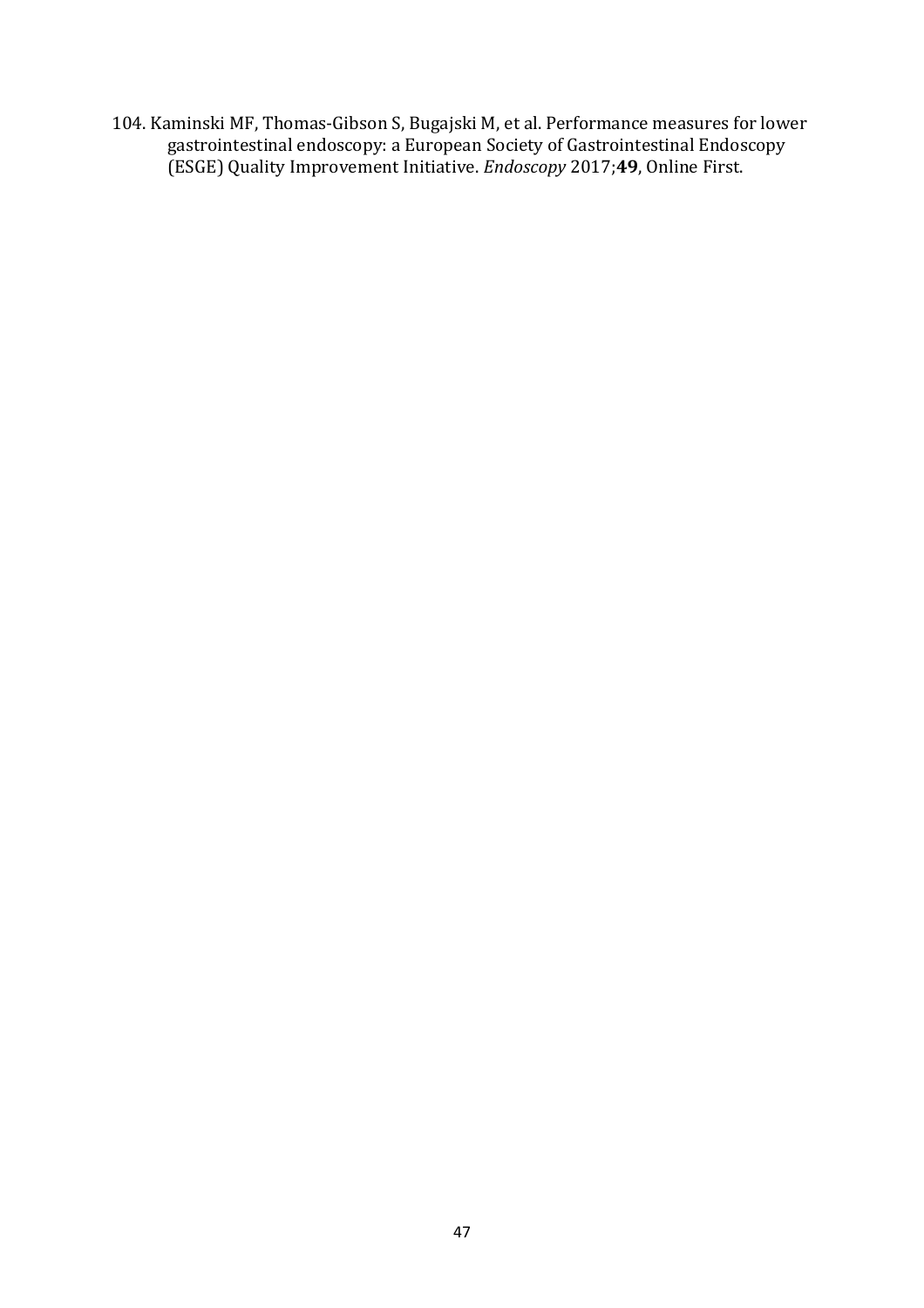104. Kaminski MF, Thomas-Gibson S, Bugajski M, et al. Performance measures for lower gastrointestinal endoscopy: a European Society of Gastrointestinal Endoscopy (ESGE) Quality Improvement Initiative. *Endoscopy* 2017;**49**, Online First.